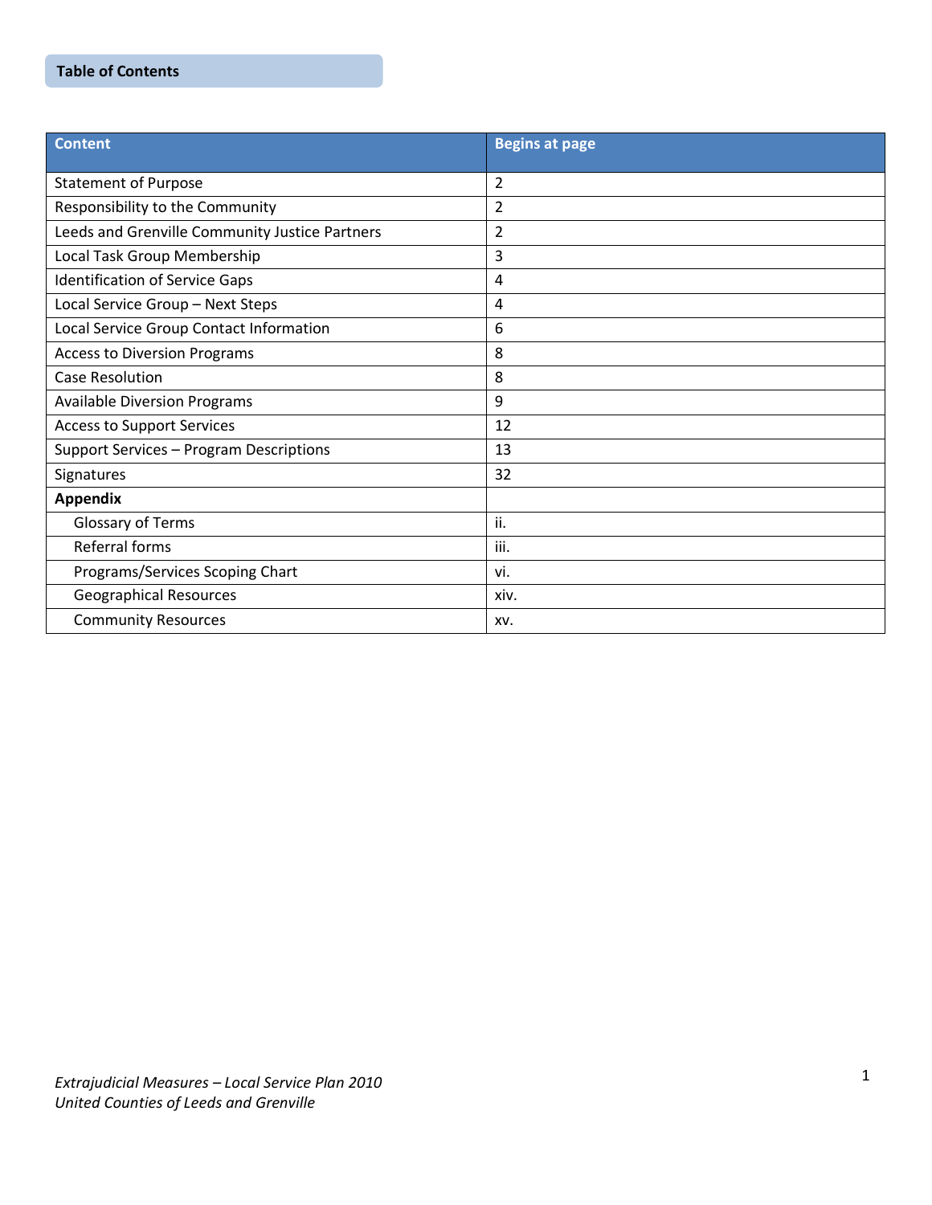## Table of Contents

| Content | Begins at page |
|---|---|
| Statement of Purpose | 2 |
| Responsibility to the Community | 2 |
| Leeds and Grenville Community Justice Partners | 2 |
| Local Task Group Membership | 3 |
| Identification of Service Gaps | 4 |
| Local Service Group – Next Steps | 4 |
| Local Service Group Contact Information | 6 |
| Access to Diversion Programs | 8 |
| Case Resolution | 8 |
| Available Diversion Programs | 9 |
| Access to Support Services | 12 |
| Support Services – Program Descriptions | 13 |
| Signatures | 32 |
| **Appendix** | |
| Glossary of Terms | ii. |
| Referral forms | iii. |
| Programs/Services Scoping Chart | vi. |
| Geographical Resources | xiv. |
| Community Resources | xv. |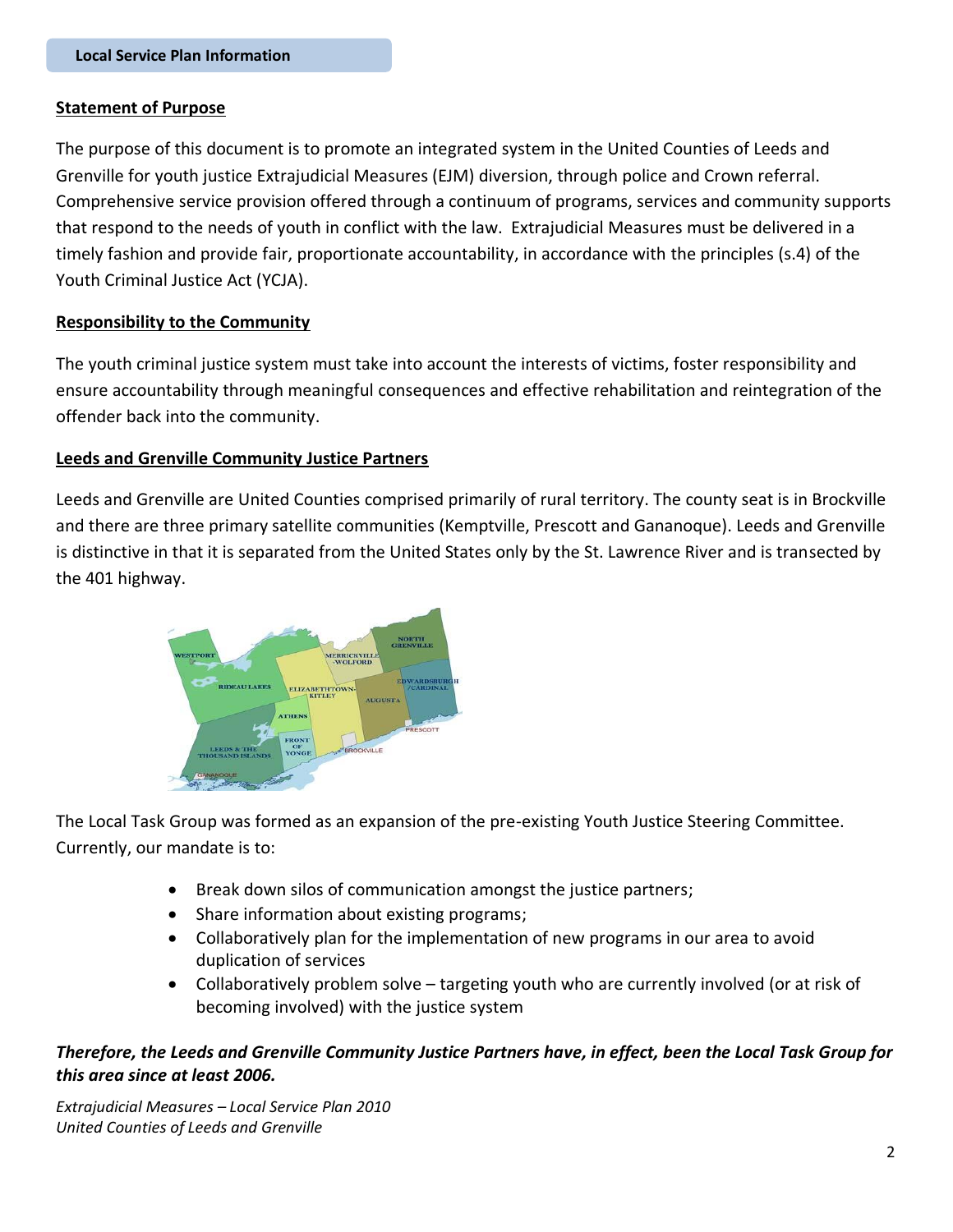## Local Service Plan Information

**Statement of Purpose**

The purpose of this document is to promote an integrated system in the United Counties of Leeds and Grenville for youth justice Extrajudicial Measures (EJM) diversion, through police and Crown referral. Comprehensive service provision offered through a continuum of programs, services and community supports that respond to the needs of youth in conflict with the law. Extrajudicial Measures must be delivered in a timely fashion and provide fair, proportionate accountability, in accordance with the principles (s.4) of the Youth Criminal Justice Act (YCJA).

**Responsibility to the Community**

The youth criminal justice system must take into account the interests of victims, foster responsibility and ensure accountability through meaningful consequences and effective rehabilitation and reintegration of the offender back into the community.

**Leeds and Grenville Community Justice Partners**

Leeds and Grenville are United Counties comprised primarily of rural territory. The county seat is in Brockville and there are three primary satellite communities (Kemptville, Prescott and Gananoque). Leeds and Grenville is distinctive in that it is separated from the United States only by the St. Lawrence River and is transected by the 401 highway.

The Local Task Group was formed as an expansion of the pre-existing Youth Justice Steering Committee. Currently, our mandate is to:

- Break down silos of communication amongst the justice partners;
- Share information about existing programs;
- Collaboratively plan for the implementation of new programs in our area to avoid duplication of services
- Collaboratively problem solve – targeting youth who are currently involved (or at risk of becoming involved) with the justice system

***Therefore, the Leeds and Grenville Community Justice Partners have, in effect, been the Local Task Group for this area since at least 2006.***

*Extrajudicial Measures – Local Service Plan 2010*
*United Counties of Leeds and Grenville*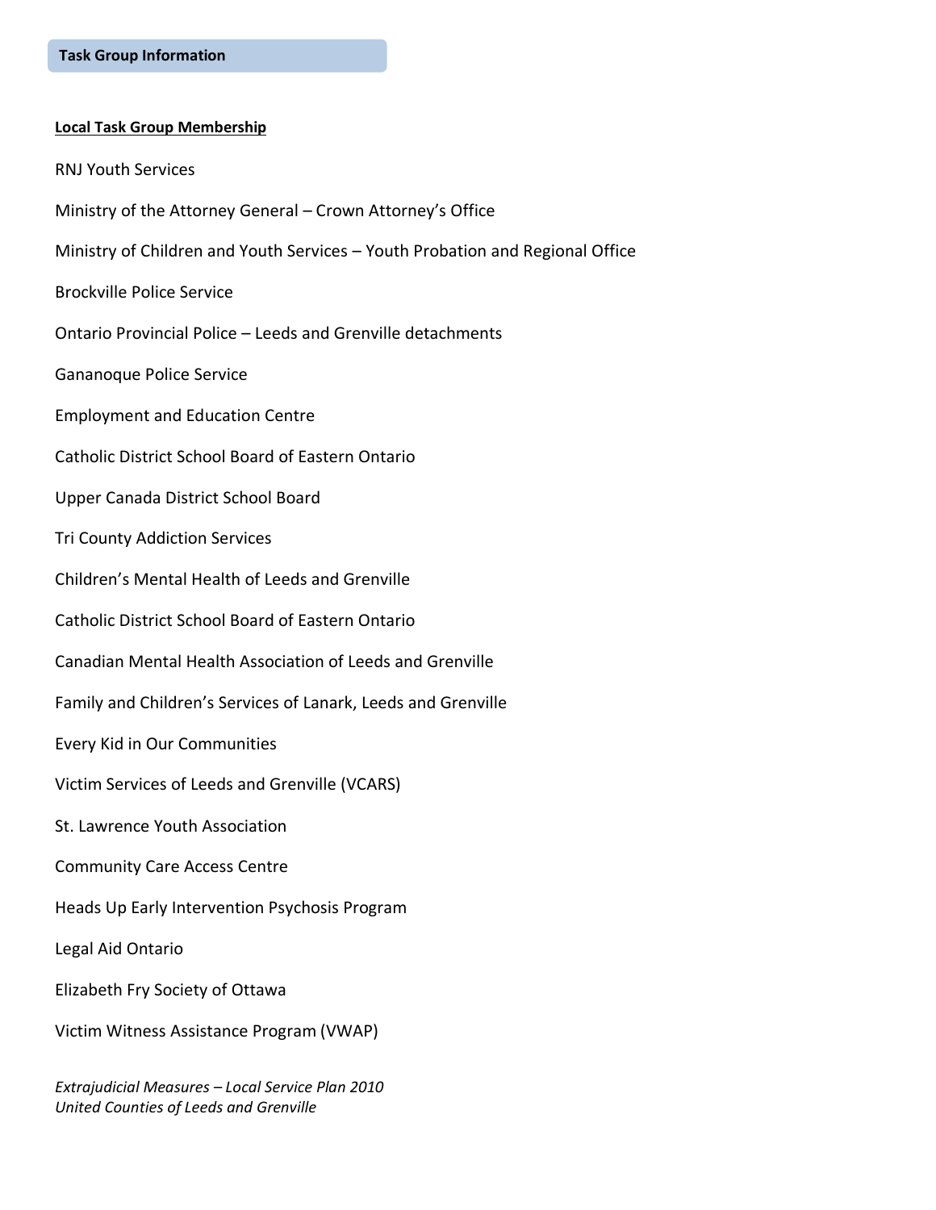## Task Group Information

**Local Task Group Membership**

RNJ Youth Services

Ministry of the Attorney General – Crown Attorney's Office

Ministry of Children and Youth Services – Youth Probation and Regional Office

Brockville Police Service

Ontario Provincial Police – Leeds and Grenville detachments

Gananoque Police Service

Employment and Education Centre

Catholic District School Board of Eastern Ontario

Upper Canada District School Board

Tri County Addiction Services

Children's Mental Health of Leeds and Grenville

Catholic District School Board of Eastern Ontario

Canadian Mental Health Association of Leeds and Grenville

Family and Children's Services of Lanark, Leeds and Grenville

Every Kid in Our Communities

Victim Services of Leeds and Grenville (VCARS)

St. Lawrence Youth Association

Community Care Access Centre

Heads Up Early Intervention Psychosis Program

Legal Aid Ontario

Elizabeth Fry Society of Ottawa

Victim Witness Assistance Program (VWAP)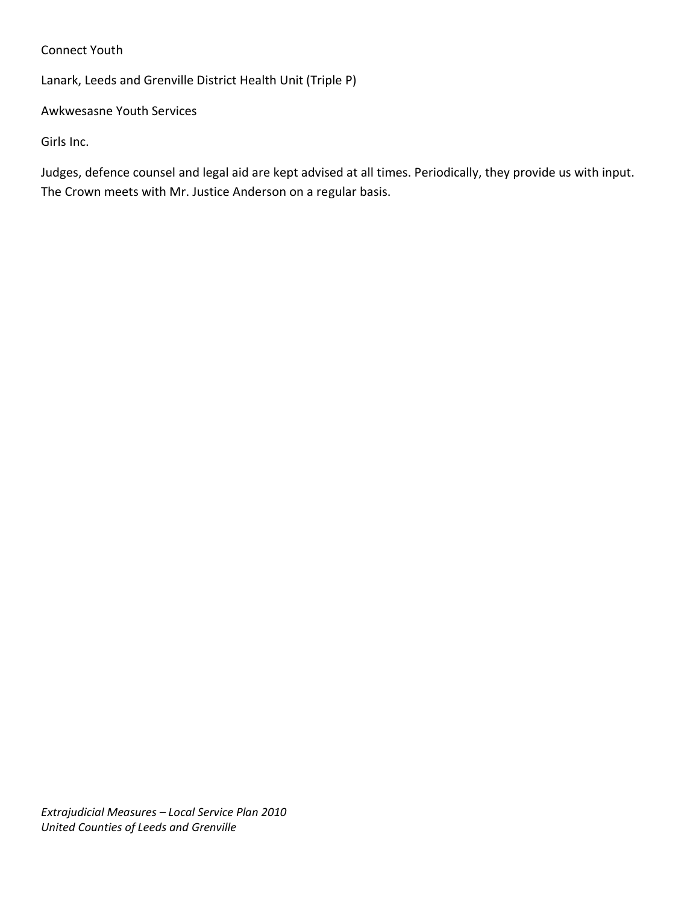Connect Youth

Lanark, Leeds and Grenville District Health Unit (Triple P)

Awkwesasne Youth Services

Girls Inc.

Judges, defence counsel and legal aid are kept advised at all times. Periodically, they provide us with input. The Crown meets with Mr. Justice Anderson on a regular basis.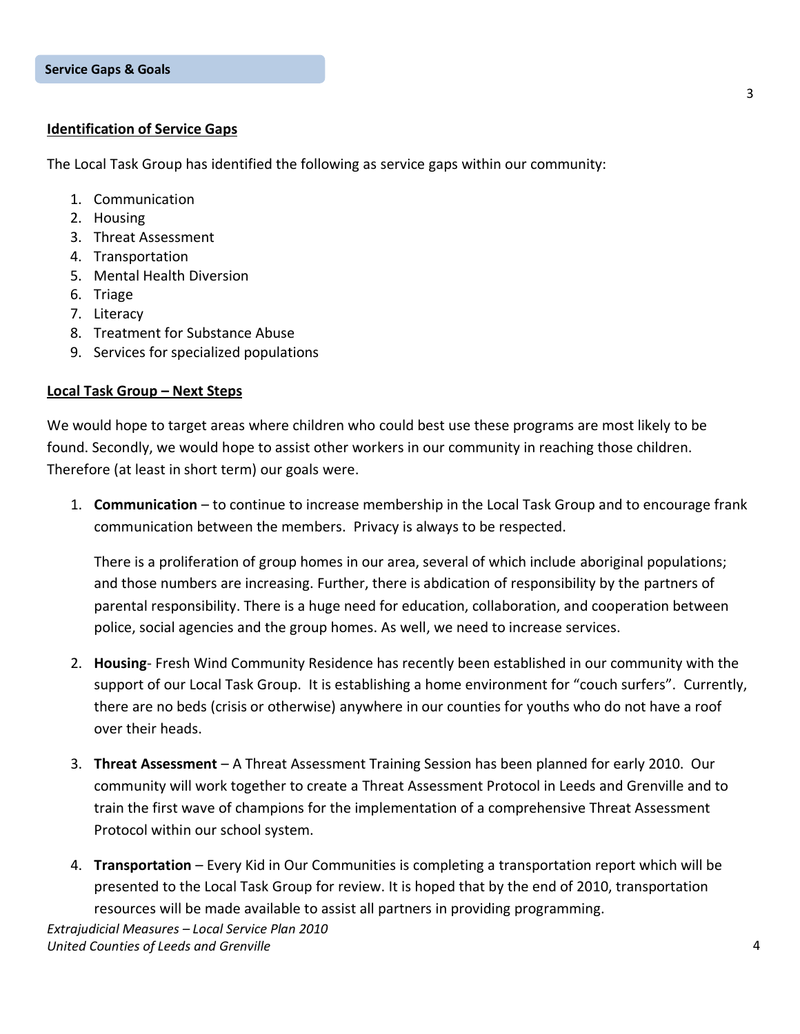## Service Gaps & Goals

### Identification of Service Gaps

The Local Task Group has identified the following as service gaps within our community:

1. Communication
2. Housing
3. Threat Assessment
4. Transportation
5. Mental Health Diversion
6. Triage
7. Literacy
8. Treatment for Substance Abuse
9. Services for specialized populations

### Local Task Group – Next Steps

We would hope to target areas where children who could best use these programs are most likely to be found. Secondly, we would hope to assist other workers in our community in reaching those children. Therefore (at least in short term) our goals were.

1. **Communication** – to continue to increase membership in the Local Task Group and to encourage frank communication between the members. Privacy is always to be respected.

   There is a proliferation of group homes in our area, several of which include aboriginal populations; and those numbers are increasing. Further, there is abdication of responsibility by the partners of parental responsibility. There is a huge need for education, collaboration, and cooperation between police, social agencies and the group homes. As well, we need to increase services.

2. **Housing**- Fresh Wind Community Residence has recently been established in our community with the support of our Local Task Group. It is establishing a home environment for "couch surfers". Currently, there are no beds (crisis or otherwise) anywhere in our counties for youths who do not have a roof over their heads.

3. **Threat Assessment** – A Threat Assessment Training Session has been planned for early 2010. Our community will work together to create a Threat Assessment Protocol in Leeds and Grenville and to train the first wave of champions for the implementation of a comprehensive Threat Assessment Protocol within our school system.

4. **Transportation** – Every Kid in Our Communities is completing a transportation report which will be presented to the Local Task Group for review. It is hoped that by the end of 2010, transportation resources will be made available to assist all partners in providing programming.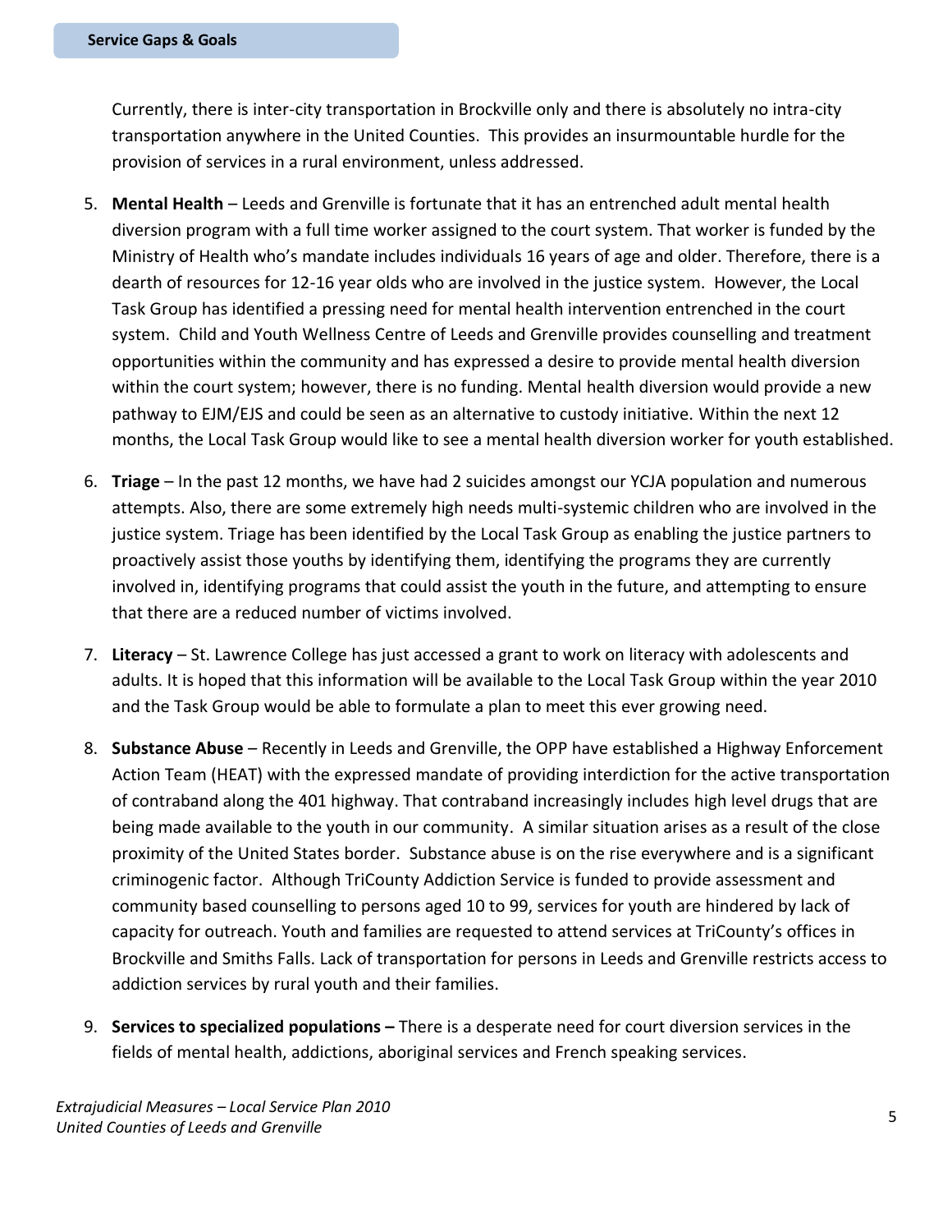## Service Gaps & Goals

Currently, there is inter-city transportation in Brockville only and there is absolutely no intra-city transportation anywhere in the United Counties. This provides an insurmountable hurdle for the provision of services in a rural environment, unless addressed.

5. **Mental Health** – Leeds and Grenville is fortunate that it has an entrenched adult mental health diversion program with a full time worker assigned to the court system. That worker is funded by the Ministry of Health who's mandate includes individuals 16 years of age and older. Therefore, there is a dearth of resources for 12-16 year olds who are involved in the justice system. However, the Local Task Group has identified a pressing need for mental health intervention entrenched in the court system. Child and Youth Wellness Centre of Leeds and Grenville provides counselling and treatment opportunities within the community and has expressed a desire to provide mental health diversion within the court system; however, there is no funding. Mental health diversion would provide a new pathway to EJM/EJS and could be seen as an alternative to custody initiative. Within the next 12 months, the Local Task Group would like to see a mental health diversion worker for youth established.

6. **Triage** – In the past 12 months, we have had 2 suicides amongst our YCJA population and numerous attempts. Also, there are some extremely high needs multi-systemic children who are involved in the justice system. Triage has been identified by the Local Task Group as enabling the justice partners to proactively assist those youths by identifying them, identifying the programs they are currently involved in, identifying programs that could assist the youth in the future, and attempting to ensure that there are a reduced number of victims involved.

7. **Literacy** – St. Lawrence College has just accessed a grant to work on literacy with adolescents and adults. It is hoped that this information will be available to the Local Task Group within the year 2010 and the Task Group would be able to formulate a plan to meet this ever growing need.

8. **Substance Abuse** – Recently in Leeds and Grenville, the OPP have established a Highway Enforcement Action Team (HEAT) with the expressed mandate of providing interdiction for the active transportation of contraband along the 401 highway. That contraband increasingly includes high level drugs that are being made available to the youth in our community. A similar situation arises as a result of the close proximity of the United States border. Substance abuse is on the rise everywhere and is a significant criminogenic factor. Although TriCounty Addiction Service is funded to provide assessment and community based counselling to persons aged 10 to 99, services for youth are hindered by lack of capacity for outreach. Youth and families are requested to attend services at TriCounty's offices in Brockville and Smiths Falls. Lack of transportation for persons in Leeds and Grenville restricts access to addiction services by rural youth and their families.

9. **Services to specialized populations –** There is a desperate need for court diversion services in the fields of mental health, addictions, aboriginal services and French speaking services.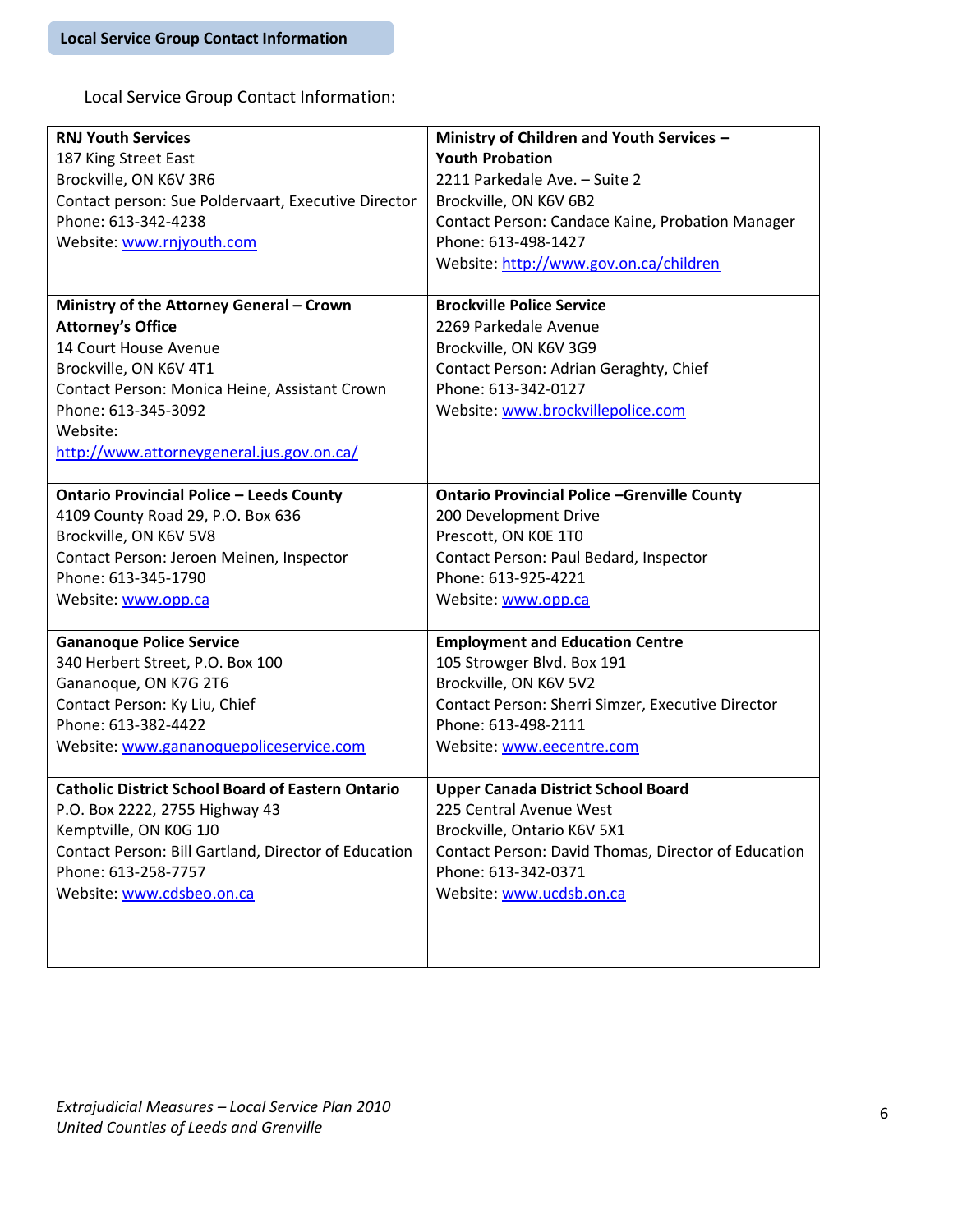## Local Service Group Contact Information

Local Service Group Contact Information:

| | |
|---|---|
| **RNJ Youth Services**<br>187 King Street East<br>Brockville, ON K6V 3R6<br>Contact person: Sue Poldervaart, Executive Director<br>Phone: 613-342-4238<br>Website: www.rnjyouth.com | **Ministry of Children and Youth Services – Youth Probation**<br>2211 Parkedale Ave. – Suite 2<br>Brockville, ON K6V 6B2<br>Contact Person: Candace Kaine, Probation Manager<br>Phone: 613-498-1427<br>Website: http://www.gov.on.ca/children |
| **Ministry of the Attorney General – Crown Attorney's Office**<br>14 Court House Avenue<br>Brockville, ON K6V 4T1<br>Contact Person: Monica Heine, Assistant Crown<br>Phone: 613-345-3092<br>Website: http://www.attorneygeneral.jus.gov.on.ca/ | **Brockville Police Service**<br>2269 Parkedale Avenue<br>Brockville, ON K6V 3G9<br>Contact Person: Adrian Geraghty, Chief<br>Phone: 613-342-0127<br>Website: www.brockvillepolice.com |
| **Ontario Provincial Police – Leeds County**<br>4109 County Road 29, P.O. Box 636<br>Brockville, ON K6V 5V8<br>Contact Person: Jeroen Meinen, Inspector<br>Phone: 613-345-1790<br>Website: www.opp.ca | **Ontario Provincial Police –Grenville County**<br>200 Development Drive<br>Prescott, ON K0E 1T0<br>Contact Person: Paul Bedard, Inspector<br>Phone: 613-925-4221<br>Website: www.opp.ca |
| **Gananoque Police Service**<br>340 Herbert Street, P.O. Box 100<br>Gananoque, ON K7G 2T6<br>Contact Person: Ky Liu, Chief<br>Phone: 613-382-4422<br>Website: www.gananoquepoliceservice.com | **Employment and Education Centre**<br>105 Strowger Blvd. Box 191<br>Brockville, ON K6V 5V2<br>Contact Person: Sherri Simzer, Executive Director<br>Phone: 613-498-2111<br>Website: www.eecentre.com |
| **Catholic District School Board of Eastern Ontario**<br>P.O. Box 2222, 2755 Highway 43<br>Kemptville, ON K0G 1J0<br>Contact Person: Bill Gartland, Director of Education<br>Phone: 613-258-7757<br>Website: www.cdsbeo.on.ca | **Upper Canada District School Board**<br>225 Central Avenue West<br>Brockville, Ontario K6V 5X1<br>Contact Person: David Thomas, Director of Education<br>Phone: 613-342-0371<br>Website: www.ucdsb.on.ca |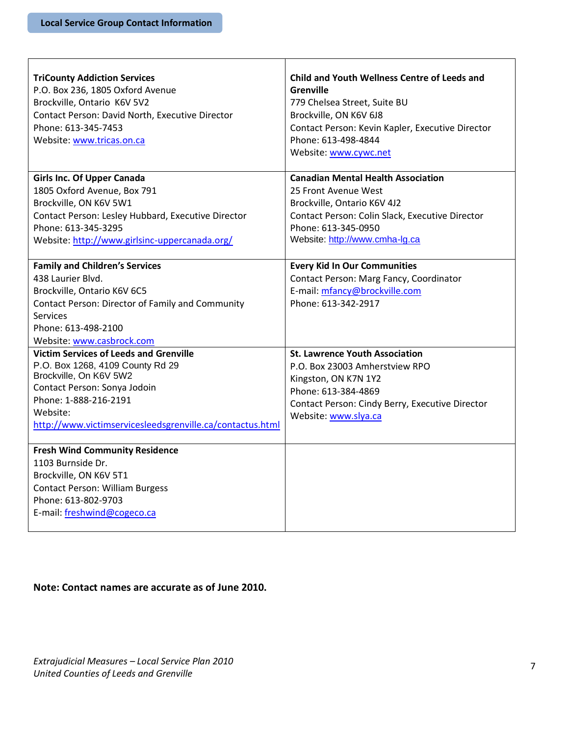## Local Service Group Contact Information

| | |
|---|---|
| **TriCounty Addiction Services**<br>P.O. Box 236, 1805 Oxford Avenue<br>Brockville, Ontario K6V 5V2<br>Contact Person: David North, Executive Director<br>Phone: 613-345-7453<br>Website: www.tricas.on.ca | **Child and Youth Wellness Centre of Leeds and Grenville**<br>779 Chelsea Street, Suite BU<br>Brockville, ON K6V 6J8<br>Contact Person: Kevin Kapler, Executive Director<br>Phone: 613-498-4844<br>Website: www.cywc.net |
| **Girls Inc. Of Upper Canada**<br>1805 Oxford Avenue, Box 791<br>Brockville, ON K6V 5W1<br>Contact Person: Lesley Hubbard, Executive Director<br>Phone: 613-345-3295<br>Website: http://www.girlsinc-uppercanada.org/ | **Canadian Mental Health Association**<br>25 Front Avenue West<br>Brockville, Ontario K6V 4J2<br>Contact Person: Colin Slack, Executive Director<br>Phone: 613-345-0950<br>Website: http://www.cmha-lg.ca |
| **Family and Children's Services**<br>438 Laurier Blvd.<br>Brockville, Ontario K6V 6C5<br>Contact Person: Director of Family and Community Services<br>Phone: 613-498-2100<br>Website: www.casbrock.com | **Every Kid In Our Communities**<br>Contact Person: Marg Fancy, Coordinator<br>E-mail: mfancy@brockville.com<br>Phone: 613-342-2917 |
| **Victim Services of Leeds and Grenville**<br>P.O. Box 1268, 4109 County Rd 29<br>Brockville, On K6V 5W2<br>Contact Person: Sonya Jodoin<br>Phone: 1-888-216-2191<br>Website:<br>http://www.victimservicesleedsgrenville.ca/contactus.html | **St. Lawrence Youth Association**<br>P.O. Box 23003 Amherstview RPO<br>Kingston, ON K7N 1Y2<br>Phone: 613-384-4869<br>Contact Person: Cindy Berry, Executive Director<br>Website: www.slya.ca |
| **Fresh Wind Community Residence**<br>1103 Burnside Dr.<br>Brockville, ON K6V 5T1<br>Contact Person: William Burgess<br>Phone: 613-802-9703<br>E-mail: freshwind@cogeco.ca | |

**Note: Contact names are accurate as of June 2010.**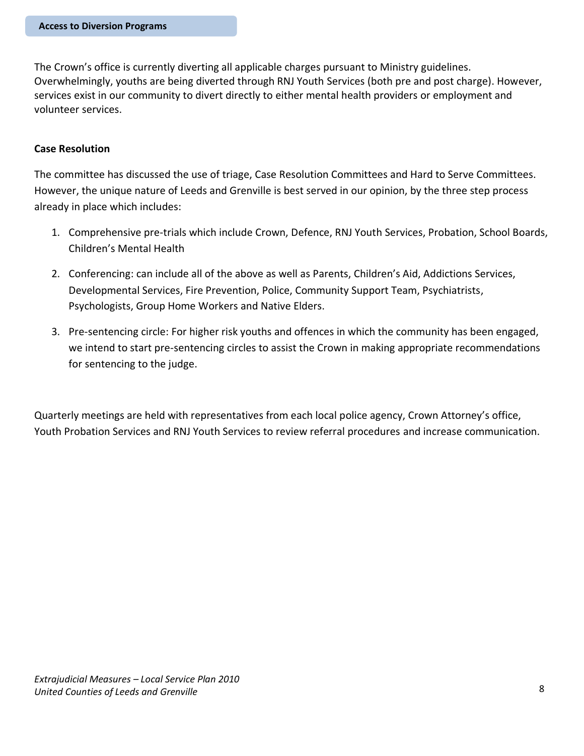## Access to Diversion Programs

The Crown's office is currently diverting all applicable charges pursuant to Ministry guidelines. Overwhelmingly, youths are being diverted through RNJ Youth Services (both pre and post charge). However, services exist in our community to divert directly to either mental health providers or employment and volunteer services.

### Case Resolution

The committee has discussed the use of triage, Case Resolution Committees and Hard to Serve Committees. However, the unique nature of Leeds and Grenville is best served in our opinion, by the three step process already in place which includes:

1. Comprehensive pre-trials which include Crown, Defence, RNJ Youth Services, Probation, School Boards, Children's Mental Health

2. Conferencing: can include all of the above as well as Parents, Children's Aid, Addictions Services, Developmental Services, Fire Prevention, Police, Community Support Team, Psychiatrists, Psychologists, Group Home Workers and Native Elders.

3. Pre-sentencing circle: For higher risk youths and offences in which the community has been engaged, we intend to start pre-sentencing circles to assist the Crown in making appropriate recommendations for sentencing to the judge.

Quarterly meetings are held with representatives from each local police agency, Crown Attorney's office, Youth Probation Services and RNJ Youth Services to review referral procedures and increase communication.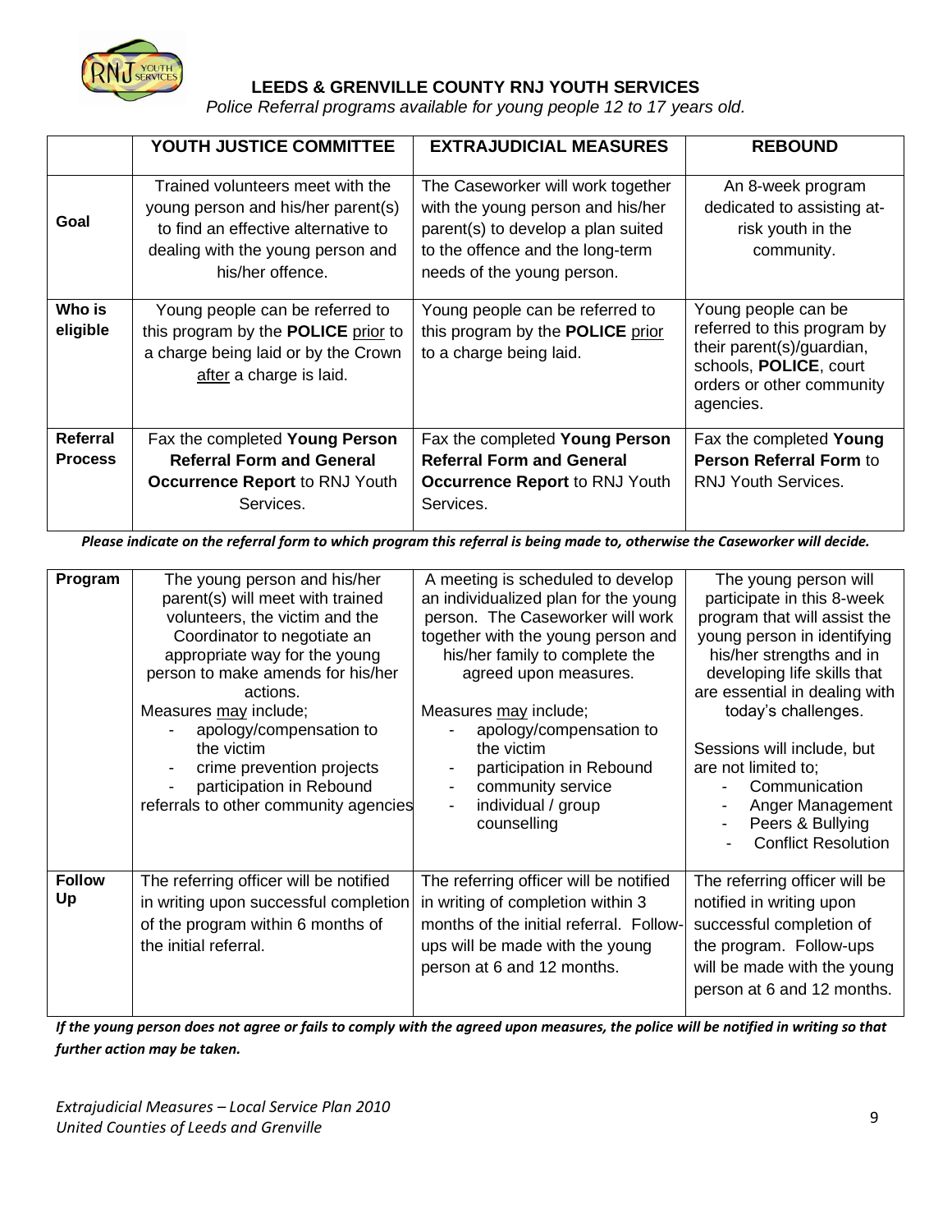# LEEDS & GRENVILLE COUNTY RNJ YOUTH SERVICES

*Police Referral programs available for young people 12 to 17 years old.*

| | YOUTH JUSTICE COMMITTEE | EXTRAJUDICIAL MEASURES | REBOUND |
|---|---|---|---|
| **Goal** | Trained volunteers meet with the young person and his/her parent(s) to find an effective alternative to dealing with the young person and his/her offence. | The Caseworker will work together with the young person and his/her parent(s) to develop a plan suited to the offence and the long-term needs of the young person. | An 8-week program dedicated to assisting at-risk youth in the community. |
| **Who is eligible** | Young people can be referred to this program by the **POLICE** prior to a charge being laid or by the Crown after a charge is laid. | Young people can be referred to this program by the **POLICE** prior to a charge being laid. | Young people can be referred to this program by their parent(s)/guardian, schools, **POLICE**, court orders or other community agencies. |
| **Referral Process** | Fax the completed **Young Person Referral Form and General Occurrence Report** to RNJ Youth Services. | Fax the completed **Young Person Referral Form and General Occurrence Report** to RNJ Youth Services. | Fax the completed **Young Person Referral Form** to RNJ Youth Services. |

***Please indicate on the referral form to which program this referral is being made to, otherwise the Caseworker will decide.***

| | | | |
|---|---|---|---|
| **Program** | The young person and his/her parent(s) will meet with trained volunteers, the victim and the Coordinator to negotiate an appropriate way for the young person to make amends for his/her actions.<br>Measures may include;<br>- apology/compensation to the victim<br>- crime prevention projects<br>- participation in Rebound<br>referrals to other community agencies | A meeting is scheduled to develop an individualized plan for the young person. The Caseworker will work together with the young person and his/her family to complete the agreed upon measures.<br>Measures may include;<br>- apology/compensation to the victim<br>- participation in Rebound<br>- community service<br>- individual / group counselling | The young person will participate in this 8-week program that will assist the young person in identifying his/her strengths and in developing life skills that are essential in dealing with today's challenges.<br>Sessions will include, but are not limited to;<br>- Communication<br>- Anger Management<br>- Peers & Bullying<br>- Conflict Resolution |
| **Follow Up** | The referring officer will be notified in writing upon successful completion of the program within 6 months of the initial referral. | The referring officer will be notified in writing of completion within 3 months of the initial referral. Follow-ups will be made with the young person at 6 and 12 months. | The referring officer will be notified in writing upon successful completion of the program. Follow-ups will be made with the young person at 6 and 12 months. |

***If the young person does not agree or fails to comply with the agreed upon measures, the police will be notified in writing so that further action may be taken.***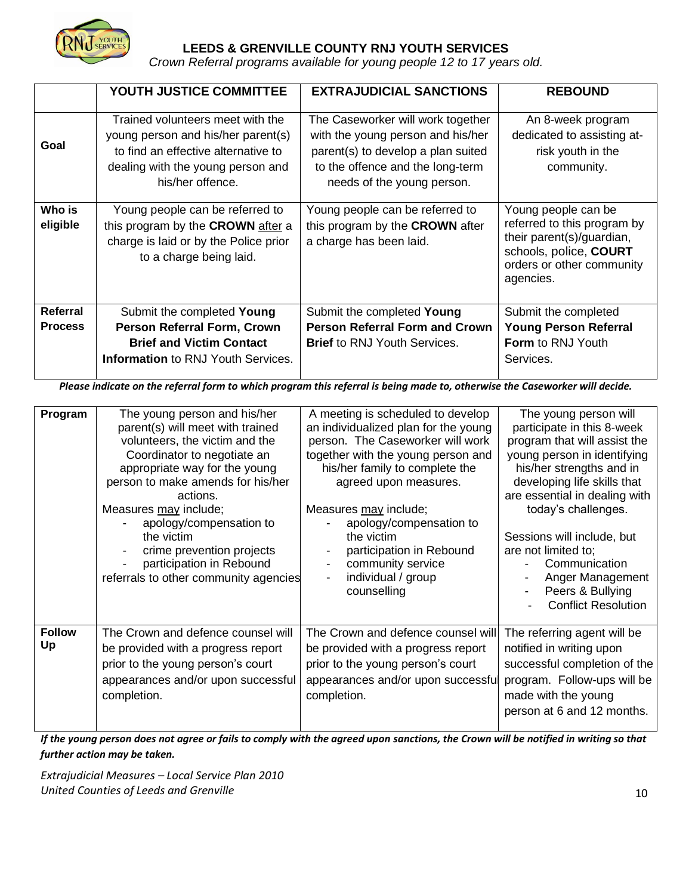# LEEDS & GRENVILLE COUNTY RNJ YOUTH SERVICES

*Crown Referral programs available for young people 12 to 17 years old.*

| | YOUTH JUSTICE COMMITTEE | EXTRAJUDICIAL SANCTIONS | REBOUND |
|---|---|---|---|
| **Goal** | Trained volunteers meet with the young person and his/her parent(s) to find an effective alternative to dealing with the young person and his/her offence. | The Caseworker will work together with the young person and his/her parent(s) to develop a plan suited to the offence and the long-term needs of the young person. | An 8-week program dedicated to assisting at-risk youth in the community. |
| **Who is eligible** | Young people can be referred to this program by the **CROWN** after a charge is laid or by the Police prior to a charge being laid. | Young people can be referred to this program by the **CROWN** after a charge has been laid. | Young people can be referred to this program by their parent(s)/guardian, schools, police, **COURT** orders or other community agencies. |
| **Referral Process** | Submit the completed **Young Person Referral Form, Crown Brief and Victim Contact Information** to RNJ Youth Services. | Submit the completed **Young Person Referral Form and Crown Brief** to RNJ Youth Services. | Submit the completed **Young Person Referral Form** to RNJ Youth Services. |

***Please indicate on the referral form to which program this referral is being made to, otherwise the Caseworker will decide.***

| | | | |
|---|---|---|---|
| **Program** | The young person and his/her parent(s) will meet with trained volunteers, the victim and the Coordinator to negotiate an appropriate way for the young person to make amends for his/her actions.<br>Measures may include;<br>- apology/compensation to the victim<br>- crime prevention projects<br>- participation in Rebound<br>referrals to other community agencies | A meeting is scheduled to develop an individualized plan for the young person. The Caseworker will work together with the young person and his/her family to complete the agreed upon measures.<br>Measures may include;<br>- apology/compensation to the victim<br>- participation in Rebound<br>- community service<br>- individual / group counselling | The young person will participate in this 8-week program that will assist the young person in identifying his/her strengths and in developing life skills that are essential in dealing with today's challenges.<br>Sessions will include, but are not limited to;<br>- Communication<br>- Anger Management<br>- Peers & Bullying<br>- Conflict Resolution |
| **Follow Up** | The Crown and defence counsel will be provided with a progress report prior to the young person's court appearances and/or upon successful completion. | The Crown and defence counsel will be provided with a progress report prior to the young person's court appearances and/or upon successful completion. | The referring agent will be notified in writing upon successful completion of the program. Follow-ups will be made with the young person at 6 and 12 months. |

***If the young person does not agree or fails to comply with the agreed upon sanctions, the Crown will be notified in writing so that further action may be taken.***

*Extrajudicial Measures – Local Service Plan 2010*
*United Counties of Leeds and Grenville*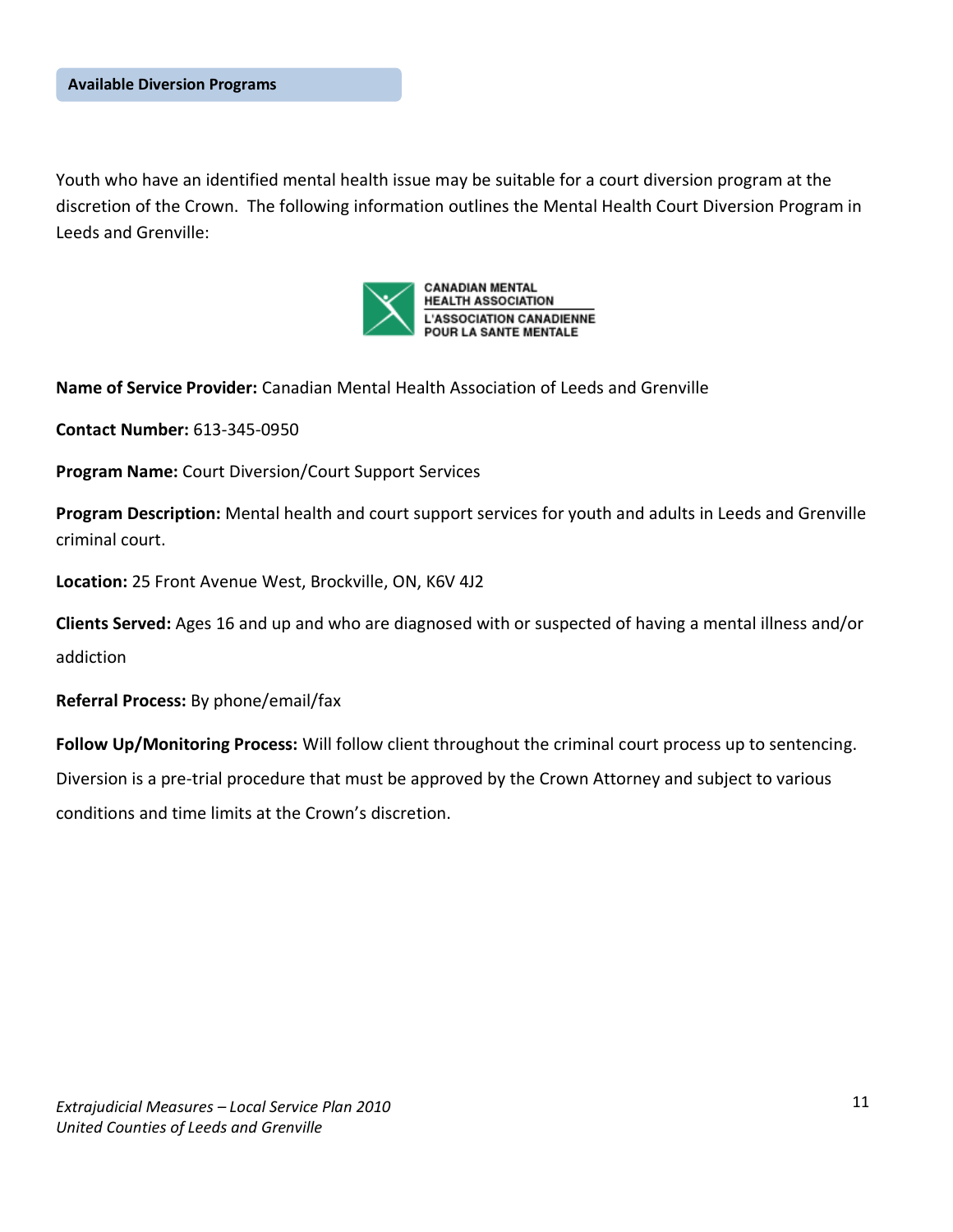## Available Diversion Programs

Youth who have an identified mental health issue may be suitable for a court diversion program at the discretion of the Crown. The following information outlines the Mental Health Court Diversion Program in Leeds and Grenville:

CANADIAN MENTAL HEALTH ASSOCIATION
L'ASSOCIATION CANADIENNE POUR LA SANTE MENTALE

**Name of Service Provider:** Canadian Mental Health Association of Leeds and Grenville

**Contact Number:** 613-345-0950

**Program Name:** Court Diversion/Court Support Services

**Program Description:** Mental health and court support services for youth and adults in Leeds and Grenville criminal court.

**Location:** 25 Front Avenue West, Brockville, ON, K6V 4J2

**Clients Served:** Ages 16 and up and who are diagnosed with or suspected of having a mental illness and/or addiction

**Referral Process:** By phone/email/fax

**Follow Up/Monitoring Process:** Will follow client throughout the criminal court process up to sentencing. Diversion is a pre-trial procedure that must be approved by the Crown Attorney and subject to various conditions and time limits at the Crown's discretion.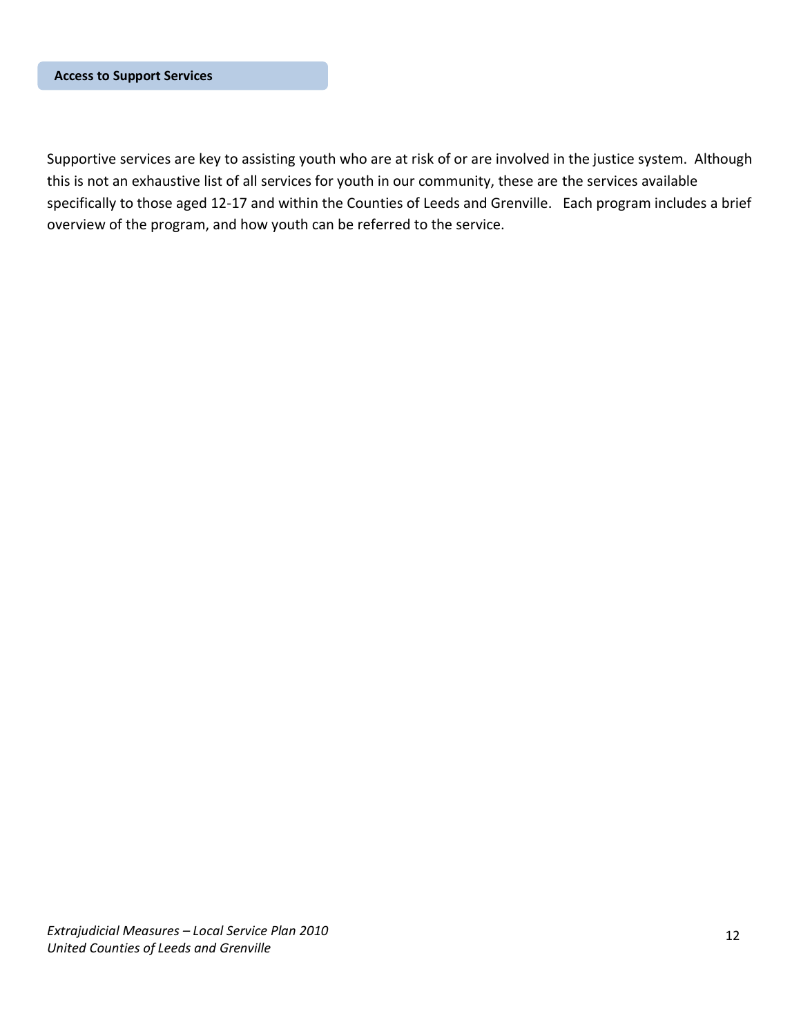## Access to Support Services

Supportive services are key to assisting youth who are at risk of or are involved in the justice system. Although this is not an exhaustive list of all services for youth in our community, these are the services available specifically to those aged 12-17 and within the Counties of Leeds and Grenville. Each program includes a brief overview of the program, and how youth can be referred to the service.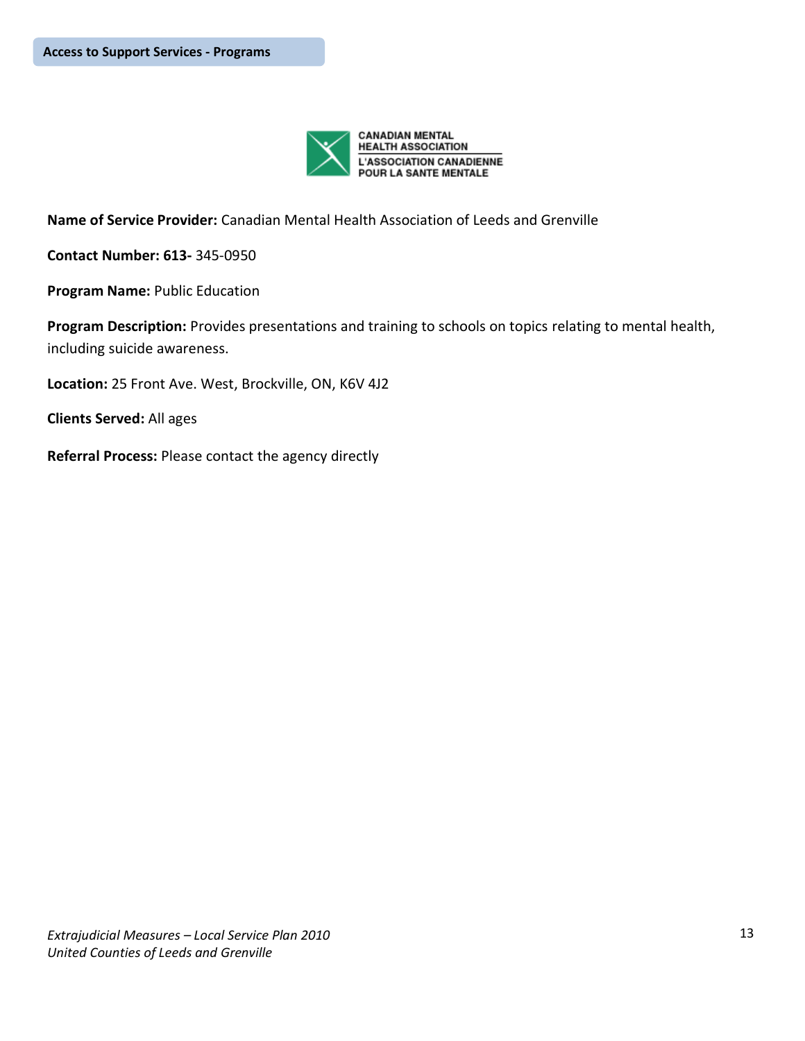**Access to Support Services - Programs**

CANADIAN MENTAL HEALTH ASSOCIATION
L'ASSOCIATION CANADIENNE POUR LA SANTE MENTALE

**Name of Service Provider:** Canadian Mental Health Association of Leeds and Grenville

**Contact Number: 613-** 345-0950

**Program Name:** Public Education

**Program Description:** Provides presentations and training to schools on topics relating to mental health, including suicide awareness.

**Location:** 25 Front Ave. West, Brockville, ON, K6V 4J2

**Clients Served:** All ages

**Referral Process:** Please contact the agency directly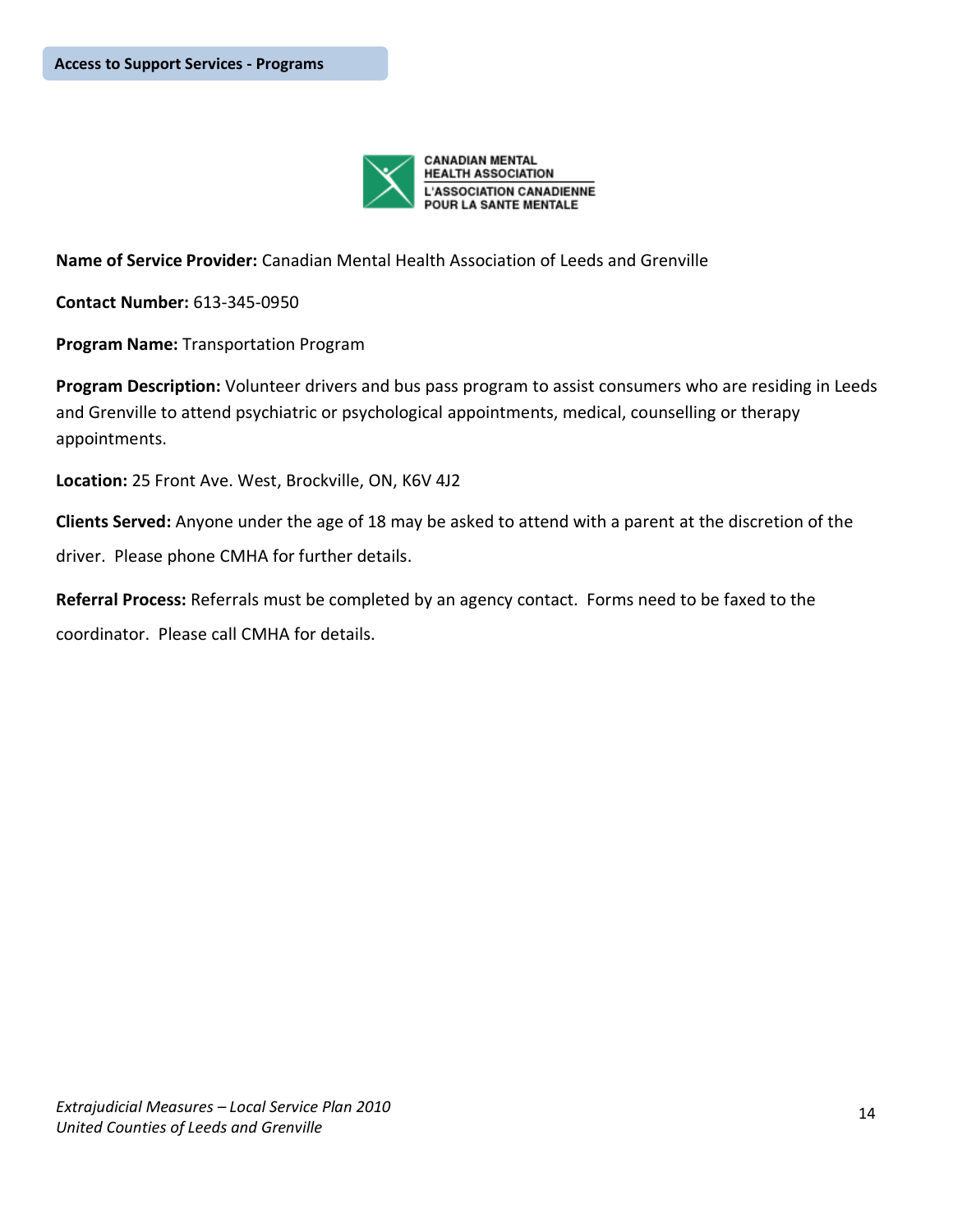**Access to Support Services - Programs**

CANADIAN MENTAL HEALTH ASSOCIATION
L'ASSOCIATION CANADIENNE POUR LA SANTE MENTALE

**Name of Service Provider:** Canadian Mental Health Association of Leeds and Grenville

**Contact Number:** 613-345-0950

**Program Name:** Transportation Program

**Program Description:** Volunteer drivers and bus pass program to assist consumers who are residing in Leeds and Grenville to attend psychiatric or psychological appointments, medical, counselling or therapy appointments.

**Location:** 25 Front Ave. West, Brockville, ON, K6V 4J2

**Clients Served:** Anyone under the age of 18 may be asked to attend with a parent at the discretion of the driver. Please phone CMHA for further details.

**Referral Process:** Referrals must be completed by an agency contact. Forms need to be faxed to the coordinator. Please call CMHA for details.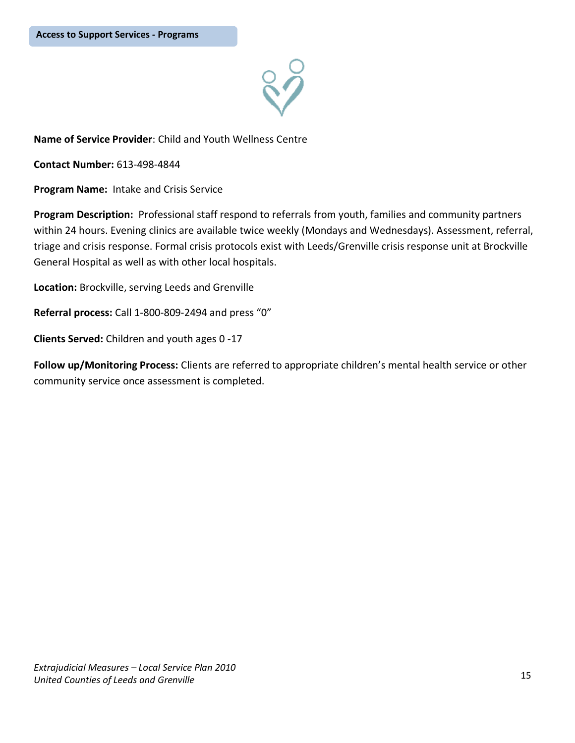**Access to Support Services - Programs**

**Name of Service Provider**: Child and Youth Wellness Centre

**Contact Number:** 613-498-4844

**Program Name:** Intake and Crisis Service

**Program Description:** Professional staff respond to referrals from youth, families and community partners within 24 hours. Evening clinics are available twice weekly (Mondays and Wednesdays). Assessment, referral, triage and crisis response. Formal crisis protocols exist with Leeds/Grenville crisis response unit at Brockville General Hospital as well as with other local hospitals.

**Location:** Brockville, serving Leeds and Grenville

**Referral process:** Call 1-800-809-2494 and press "0"

**Clients Served:** Children and youth ages 0 -17

**Follow up/Monitoring Process:** Clients are referred to appropriate children's mental health service or other community service once assessment is completed.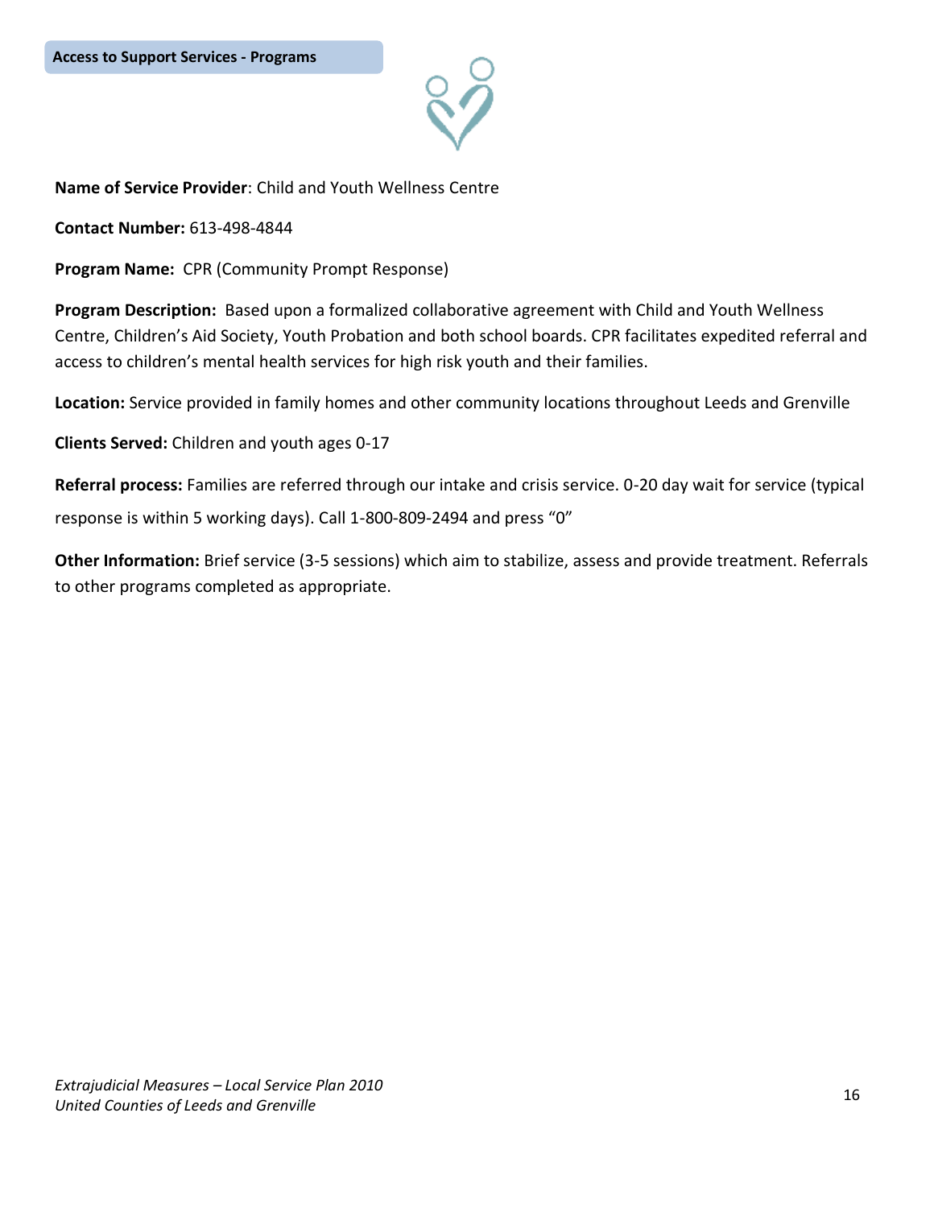**Access to Support Services - Programs**

**Name of Service Provider**: Child and Youth Wellness Centre

**Contact Number:** 613-498-4844

**Program Name:** CPR (Community Prompt Response)

**Program Description:** Based upon a formalized collaborative agreement with Child and Youth Wellness Centre, Children's Aid Society, Youth Probation and both school boards. CPR facilitates expedited referral and access to children's mental health services for high risk youth and their families.

**Location:** Service provided in family homes and other community locations throughout Leeds and Grenville

**Clients Served:** Children and youth ages 0-17

**Referral process:** Families are referred through our intake and crisis service. 0-20 day wait for service (typical response is within 5 working days). Call 1-800-809-2494 and press "0"

**Other Information:** Brief service (3-5 sessions) which aim to stabilize, assess and provide treatment. Referrals to other programs completed as appropriate.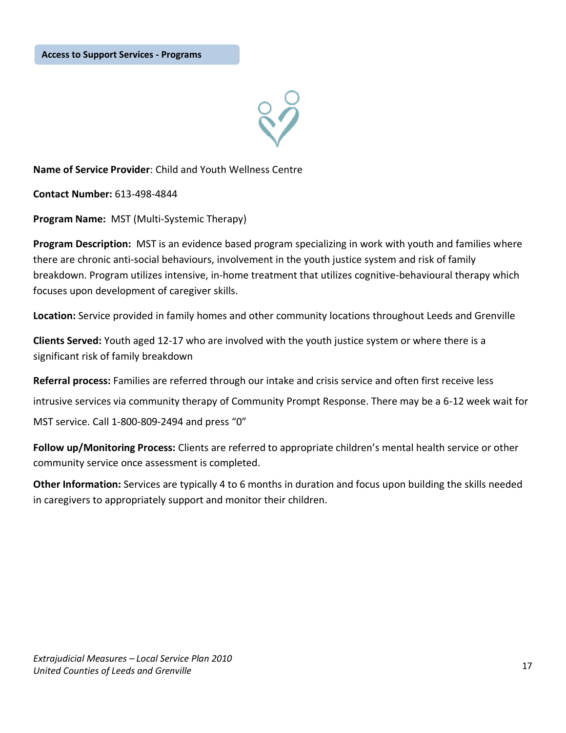**Access to Support Services - Programs**

**Name of Service Provider**: Child and Youth Wellness Centre

**Contact Number:** 613-498-4844

**Program Name:** MST (Multi-Systemic Therapy)

**Program Description:** MST is an evidence based program specializing in work with youth and families where there are chronic anti-social behaviours, involvement in the youth justice system and risk of family breakdown. Program utilizes intensive, in-home treatment that utilizes cognitive-behavioural therapy which focuses upon development of caregiver skills.

**Location:** Service provided in family homes and other community locations throughout Leeds and Grenville

**Clients Served:** Youth aged 12-17 who are involved with the youth justice system or where there is a significant risk of family breakdown

**Referral process:** Families are referred through our intake and crisis service and often first receive less intrusive services via community therapy of Community Prompt Response. There may be a 6-12 week wait for MST service. Call 1-800-809-2494 and press "0"

**Follow up/Monitoring Process:** Clients are referred to appropriate children's mental health service or other community service once assessment is completed.

**Other Information:** Services are typically 4 to 6 months in duration and focus upon building the skills needed in caregivers to appropriately support and monitor their children.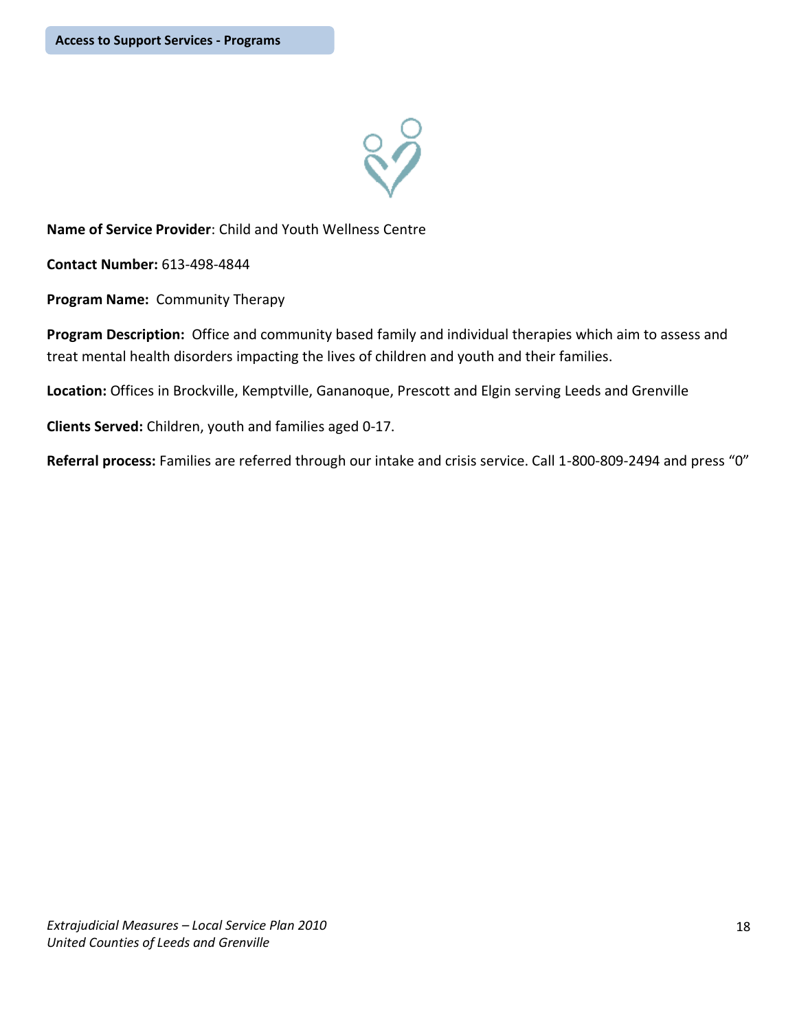**Access to Support Services - Programs**

**Name of Service Provider**: Child and Youth Wellness Centre

**Contact Number:** 613-498-4844

**Program Name:** Community Therapy

**Program Description:** Office and community based family and individual therapies which aim to assess and treat mental health disorders impacting the lives of children and youth and their families.

**Location:** Offices in Brockville, Kemptville, Gananoque, Prescott and Elgin serving Leeds and Grenville

**Clients Served:** Children, youth and families aged 0-17.

**Referral process:** Families are referred through our intake and crisis service. Call 1-800-809-2494 and press "0"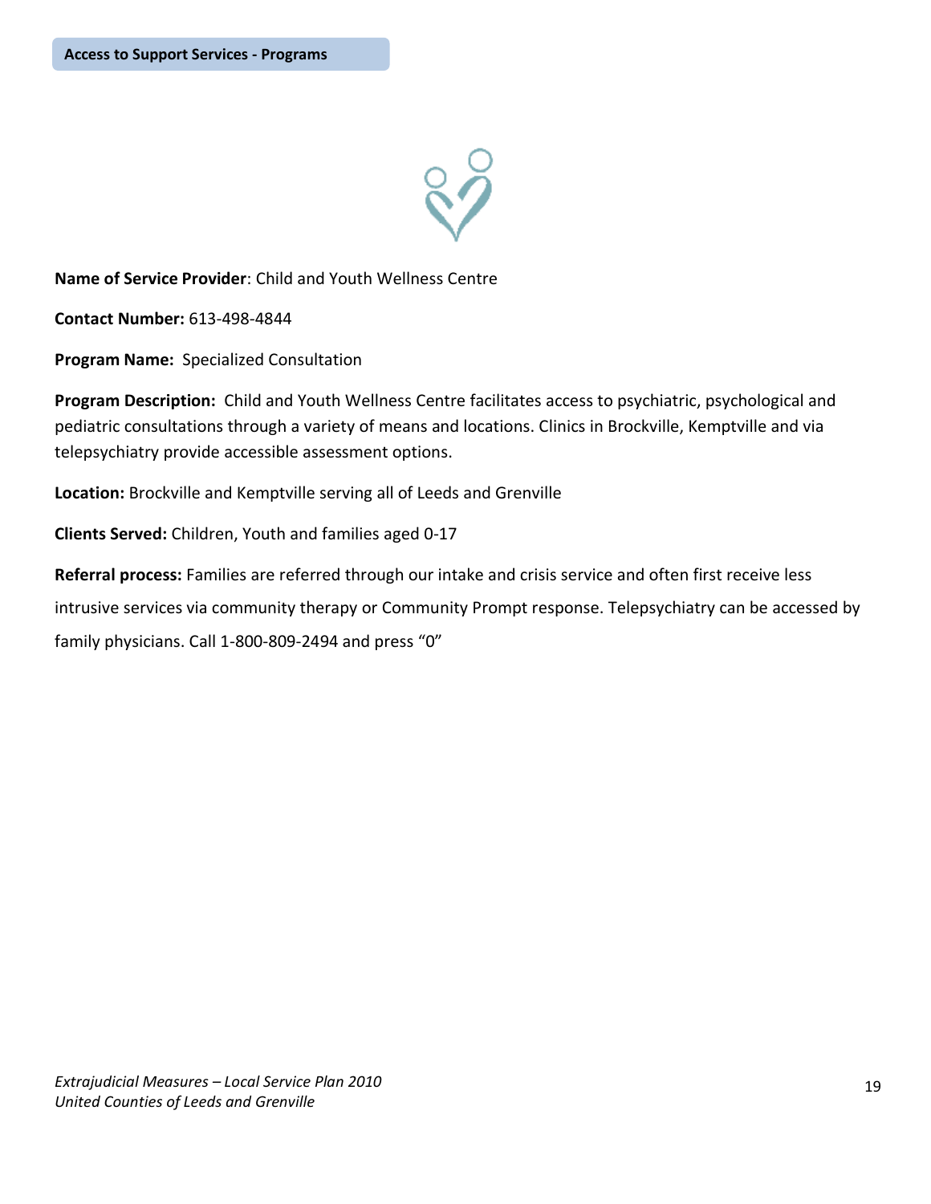**Access to Support Services - Programs**

**Name of Service Provider**: Child and Youth Wellness Centre

**Contact Number:** 613-498-4844

**Program Name:** Specialized Consultation

**Program Description:** Child and Youth Wellness Centre facilitates access to psychiatric, psychological and pediatric consultations through a variety of means and locations. Clinics in Brockville, Kemptville and via telepsychiatry provide accessible assessment options.

**Location:** Brockville and Kemptville serving all of Leeds and Grenville

**Clients Served:** Children, Youth and families aged 0-17

**Referral process:** Families are referred through our intake and crisis service and often first receive less intrusive services via community therapy or Community Prompt response. Telepsychiatry can be accessed by family physicians. Call 1-800-809-2494 and press "0"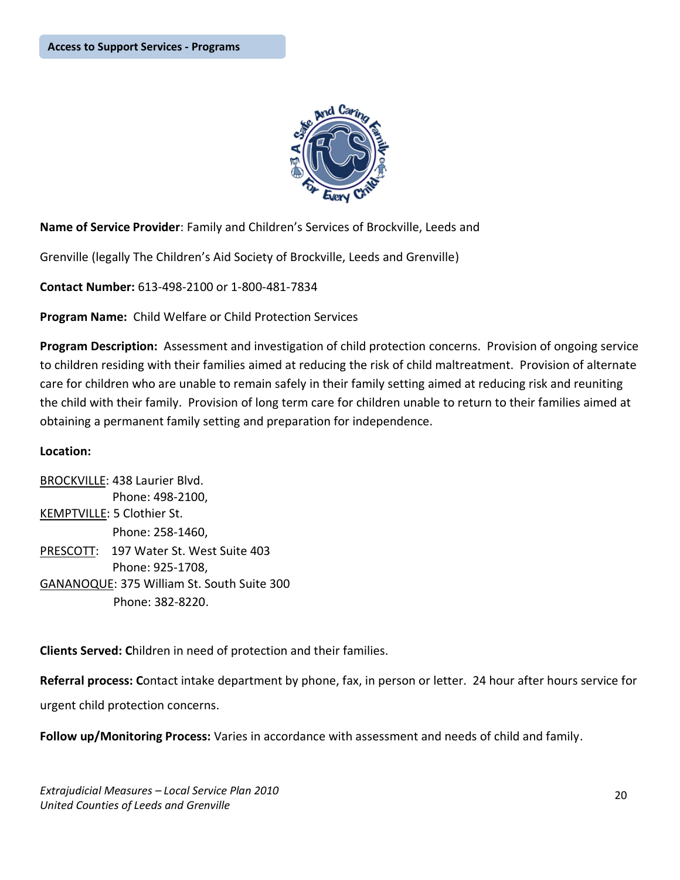## Access to Support Services - Programs

**Name of Service Provider**: Family and Children's Services of Brockville, Leeds and Grenville (legally The Children's Aid Society of Brockville, Leeds and Grenville)

**Contact Number:** 613-498-2100 or 1-800-481-7834

**Program Name:** Child Welfare or Child Protection Services

**Program Description:** Assessment and investigation of child protection concerns. Provision of ongoing service to children residing with their families aimed at reducing the risk of child maltreatment. Provision of alternate care for children who are unable to remain safely in their family setting aimed at reducing risk and reuniting the child with their family. Provision of long term care for children unable to return to their families aimed at obtaining a permanent family setting and preparation for independence.

**Location:**

BROCKVILLE: 438 Laurier Blvd.
Phone: 498-2100,
KEMPTVILLE: 5 Clothier St.
Phone: 258-1460,
PRESCOTT: 197 Water St. West Suite 403
Phone: 925-1708,
GANANOQUE: 375 William St. South Suite 300
Phone: 382-8220.

**Clients Served:** Children in need of protection and their families.

**Referral process:** Contact intake department by phone, fax, in person or letter. 24 hour after hours service for urgent child protection concerns.

**Follow up/Monitoring Process:** Varies in accordance with assessment and needs of child and family.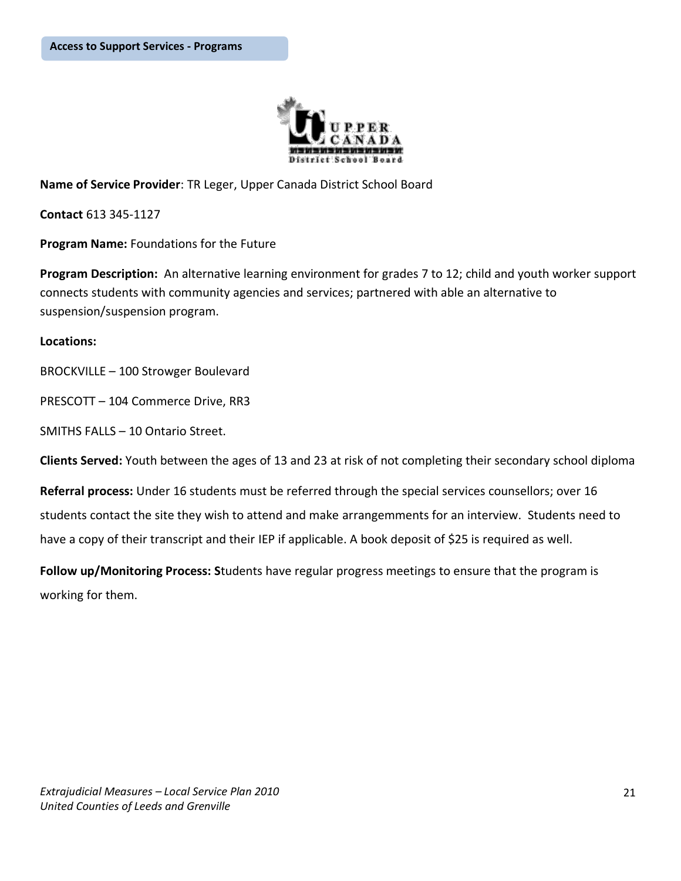**Access to Support Services - Programs**

**Name of Service Provider**: TR Leger, Upper Canada District School Board

**Contact** 613 345-1127

**Program Name:** Foundations for the Future

**Program Description:** An alternative learning environment for grades 7 to 12; child and youth worker support connects students with community agencies and services; partnered with able an alternative to suspension/suspension program.

**Locations:**

BROCKVILLE – 100 Strowger Boulevard

PRESCOTT – 104 Commerce Drive, RR3

SMITHS FALLS – 10 Ontario Street.

**Clients Served:** Youth between the ages of 13 and 23 at risk of not completing their secondary school diploma

**Referral process:** Under 16 students must be referred through the special services counsellors; over 16 students contact the site they wish to attend and make arrangemments for an interview. Students need to have a copy of their transcript and their IEP if applicable. A book deposit of $25 is required as well.

**Follow up/Monitoring Process: S**tudents have regular progress meetings to ensure that the program is working for them.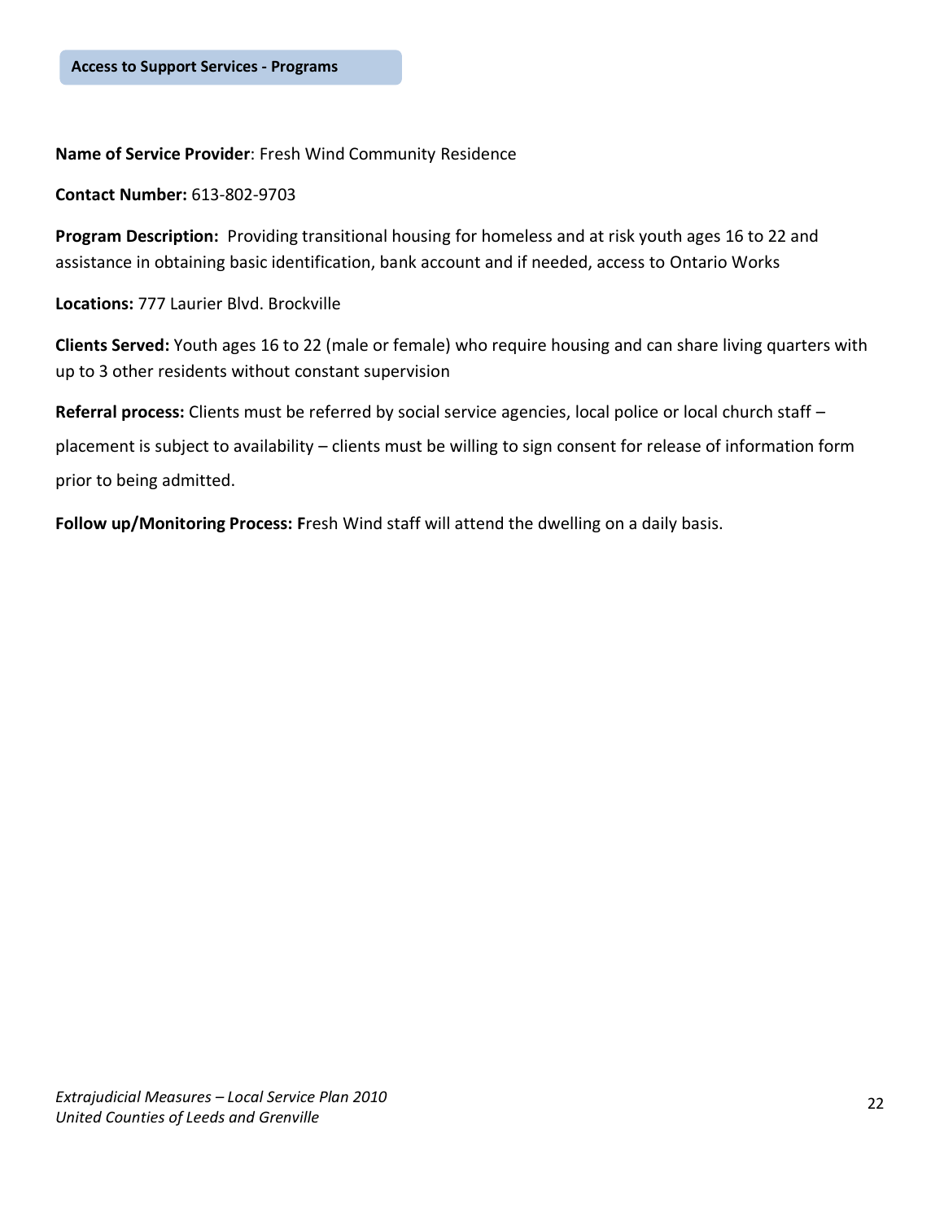## Access to Support Services - Programs

**Name of Service Provider**: Fresh Wind Community Residence

**Contact Number:** 613-802-9703

**Program Description:** Providing transitional housing for homeless and at risk youth ages 16 to 22 and assistance in obtaining basic identification, bank account and if needed, access to Ontario Works

**Locations:** 777 Laurier Blvd. Brockville

**Clients Served:** Youth ages 16 to 22 (male or female) who require housing and can share living quarters with up to 3 other residents without constant supervision

**Referral process:** Clients must be referred by social service agencies, local police or local church staff – placement is subject to availability – clients must be willing to sign consent for release of information form prior to being admitted.

**Follow up/Monitoring Process: F**resh Wind staff will attend the dwelling on a daily basis.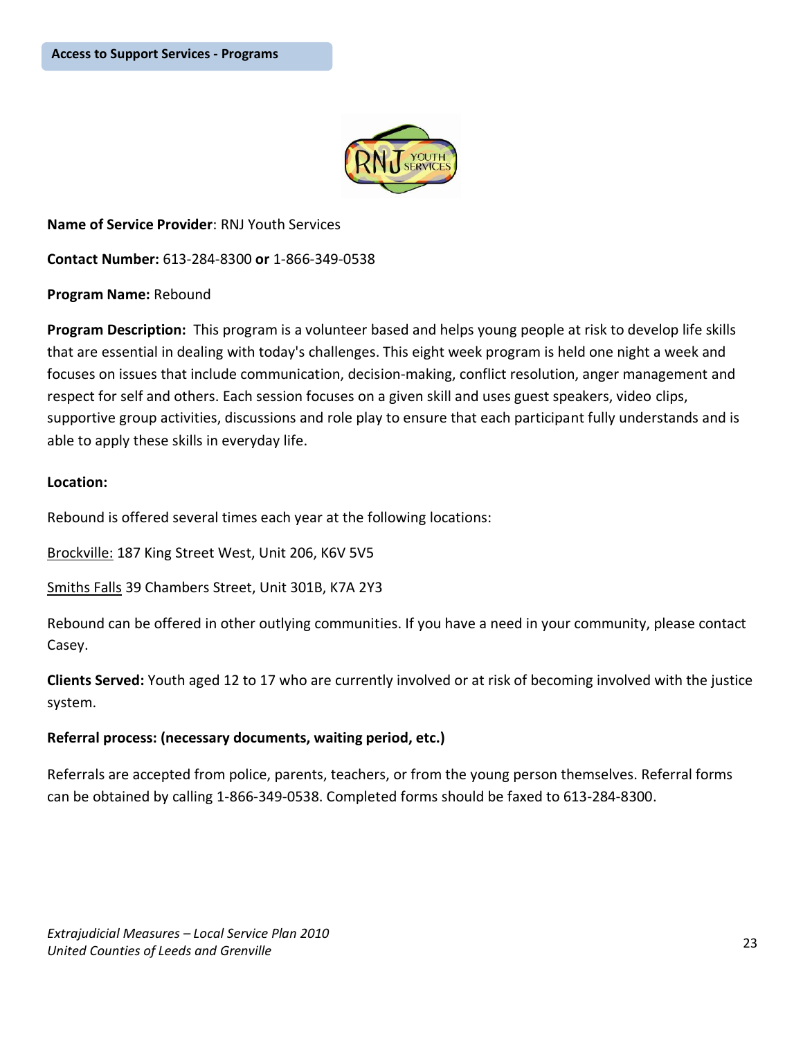**Access to Support Services - Programs**

**Name of Service Provider**: RNJ Youth Services

**Contact Number:** 613-284-8300 **or** 1-866-349-0538

**Program Name:** Rebound

**Program Description:** This program is a volunteer based and helps young people at risk to develop life skills that are essential in dealing with today's challenges. This eight week program is held one night a week and focuses on issues that include communication, decision-making, conflict resolution, anger management and respect for self and others. Each session focuses on a given skill and uses guest speakers, video clips, supportive group activities, discussions and role play to ensure that each participant fully understands and is able to apply these skills in everyday life.

**Location:**

Rebound is offered several times each year at the following locations:

Brockville: 187 King Street West, Unit 206, K6V 5V5

Smiths Falls 39 Chambers Street, Unit 301B, K7A 2Y3

Rebound can be offered in other outlying communities. If you have a need in your community, please contact Casey.

**Clients Served:** Youth aged 12 to 17 who are currently involved or at risk of becoming involved with the justice system.

**Referral process: (necessary documents, waiting period, etc.)**

Referrals are accepted from police, parents, teachers, or from the young person themselves. Referral forms can be obtained by calling 1-866-349-0538. Completed forms should be faxed to 613-284-8300.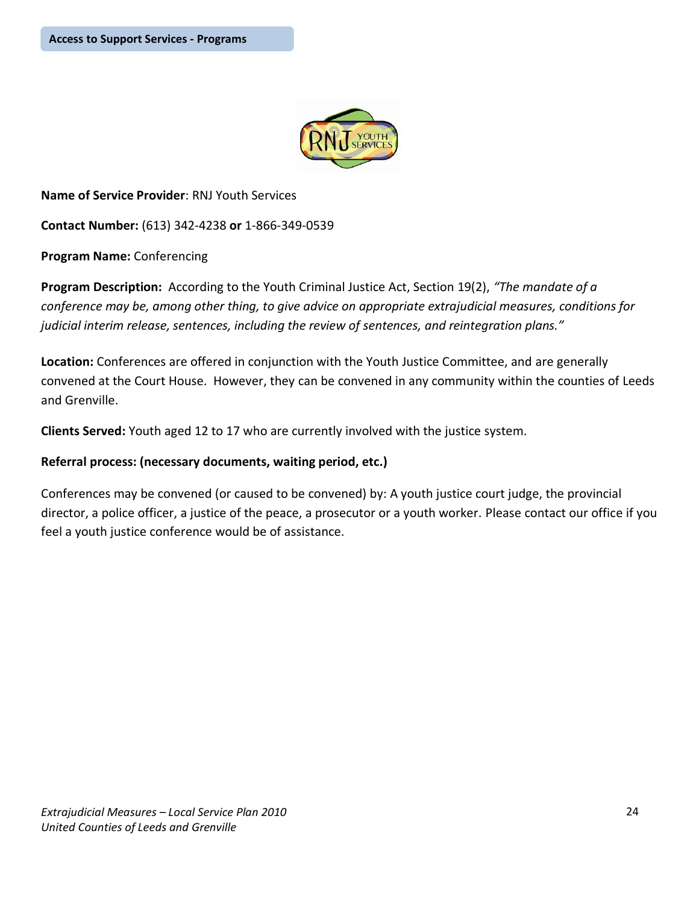**Access to Support Services - Programs**

**Name of Service Provider**: RNJ Youth Services

**Contact Number:** (613) 342-4238 **or** 1-866-349-0539

**Program Name:** Conferencing

**Program Description:** According to the Youth Criminal Justice Act, Section 19(2), *"The mandate of a conference may be, among other thing, to give advice on appropriate extrajudicial measures, conditions for judicial interim release, sentences, including the review of sentences, and reintegration plans."*

**Location:** Conferences are offered in conjunction with the Youth Justice Committee, and are generally convened at the Court House. However, they can be convened in any community within the counties of Leeds and Grenville.

**Clients Served:** Youth aged 12 to 17 who are currently involved with the justice system.

**Referral process: (necessary documents, waiting period, etc.)**

Conferences may be convened (or caused to be convened) by: A youth justice court judge, the provincial director, a police officer, a justice of the peace, a prosecutor or a youth worker. Please contact our office if you feel a youth justice conference would be of assistance.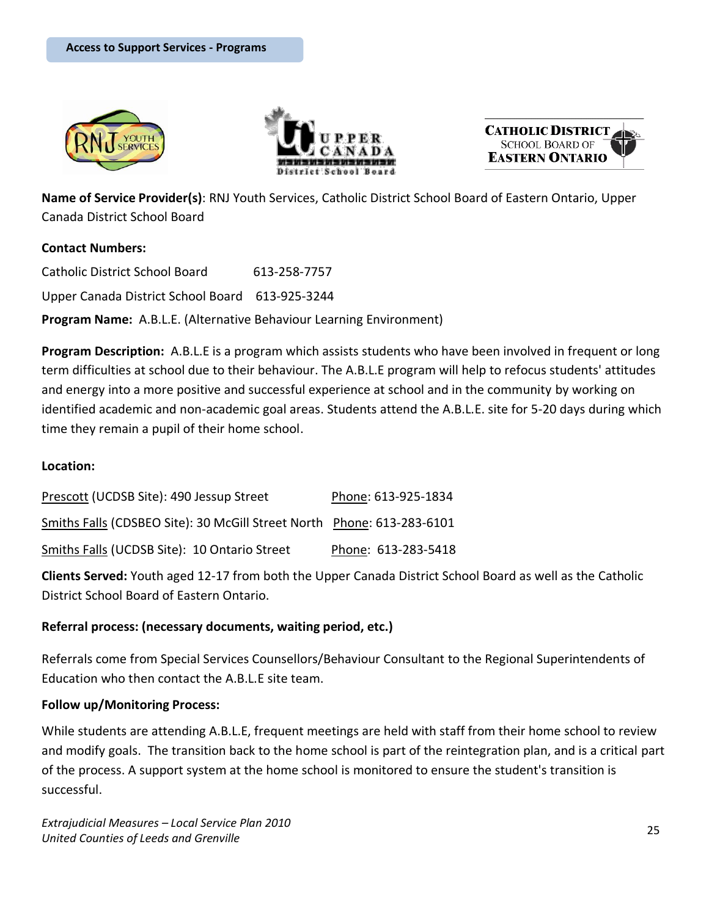**Access to Support Services - Programs**

**Name of Service Provider(s)**: RNJ Youth Services, Catholic District School Board of Eastern Ontario, Upper Canada District School Board

**Contact Numbers:**

Catholic District School Board 613-258-7757

Upper Canada District School Board 613-925-3244

**Program Name:** A.B.L.E. (Alternative Behaviour Learning Environment)

**Program Description:** A.B.L.E is a program which assists students who have been involved in frequent or long term difficulties at school due to their behaviour. The A.B.L.E program will help to refocus students' attitudes and energy into a more positive and successful experience at school and in the community by working on identified academic and non-academic goal areas. Students attend the A.B.L.E. site for 5-20 days during which time they remain a pupil of their home school.

**Location:**

Prescott (UCDSB Site): 490 Jessup Street Phone: 613-925-1834

Smiths Falls (CDSBEO Site): 30 McGill Street North Phone: 613-283-6101

Smiths Falls (UCDSB Site): 10 Ontario Street Phone: 613-283-5418

**Clients Served:** Youth aged 12-17 from both the Upper Canada District School Board as well as the Catholic District School Board of Eastern Ontario.

**Referral process: (necessary documents, waiting period, etc.)**

Referrals come from Special Services Counsellors/Behaviour Consultant to the Regional Superintendents of Education who then contact the A.B.L.E site team.

**Follow up/Monitoring Process:**

While students are attending A.B.L.E, frequent meetings are held with staff from their home school to review and modify goals. The transition back to the home school is part of the reintegration plan, and is a critical part of the process. A support system at the home school is monitored to ensure the student's transition is successful.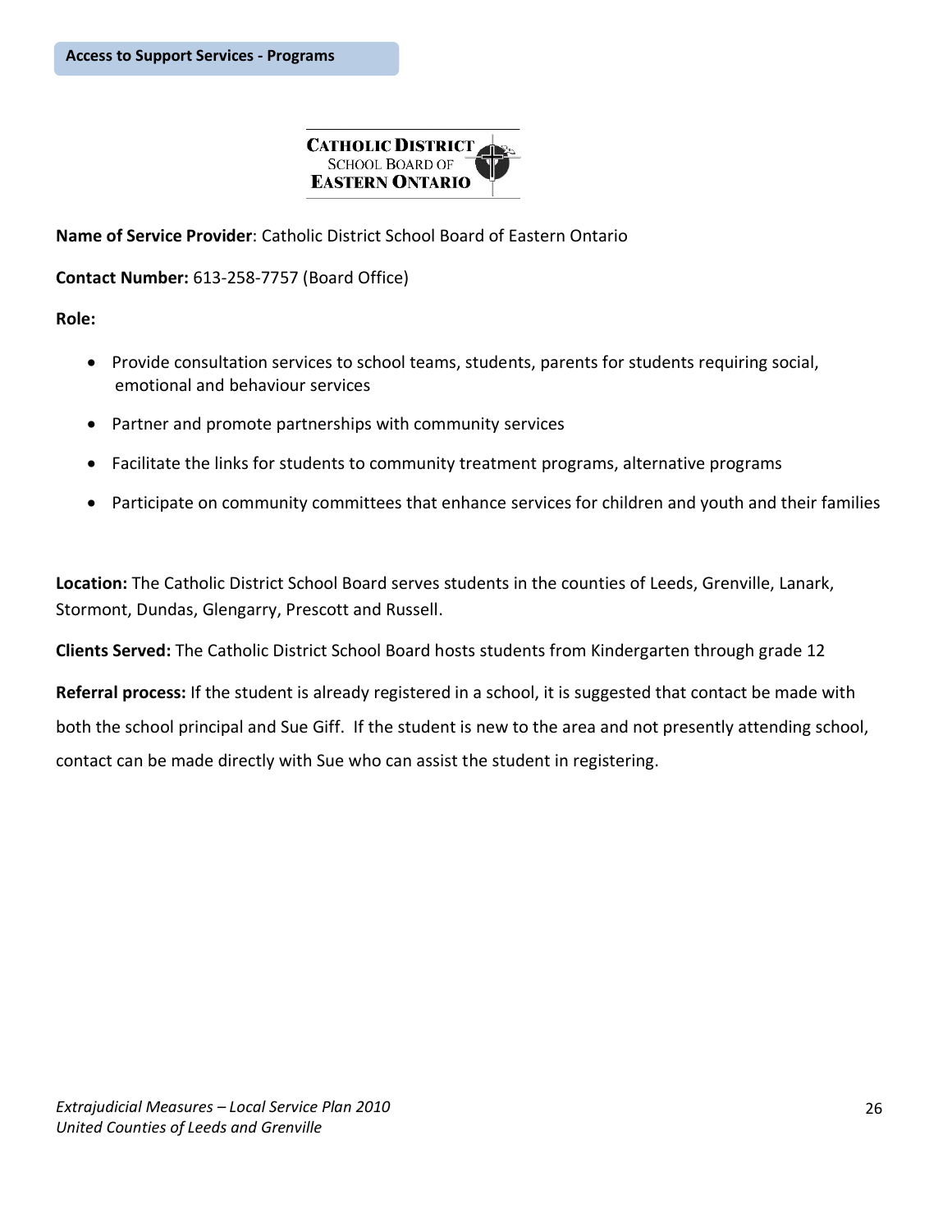**Access to Support Services - Programs**

CATHOLIC DISTRICT SCHOOL BOARD OF EASTERN ONTARIO

**Name of Service Provider**: Catholic District School Board of Eastern Ontario

**Contact Number:** 613-258-7757 (Board Office)

**Role:**

- Provide consultation services to school teams, students, parents for students requiring social, emotional and behaviour services
- Partner and promote partnerships with community services
- Facilitate the links for students to community treatment programs, alternative programs
- Participate on community committees that enhance services for children and youth and their families

**Location:** The Catholic District School Board serves students in the counties of Leeds, Grenville, Lanark, Stormont, Dundas, Glengarry, Prescott and Russell.

**Clients Served:** The Catholic District School Board hosts students from Kindergarten through grade 12

**Referral process:** If the student is already registered in a school, it is suggested that contact be made with both the school principal and Sue Giff. If the student is new to the area and not presently attending school, contact can be made directly with Sue who can assist the student in registering.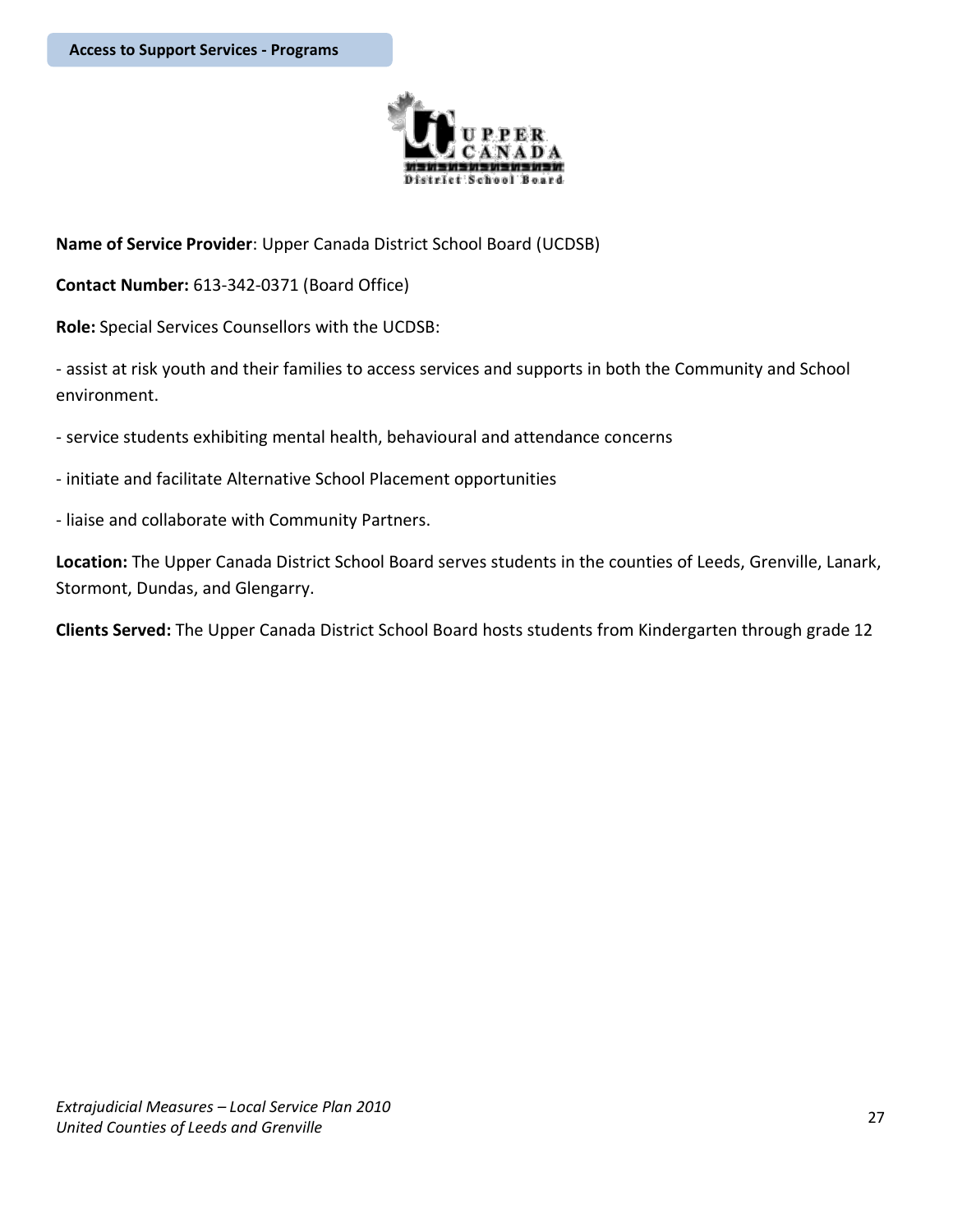**Access to Support Services - Programs**

**Name of Service Provider**: Upper Canada District School Board (UCDSB)

**Contact Number:** 613-342-0371 (Board Office)

**Role:** Special Services Counsellors with the UCDSB:

- assist at risk youth and their families to access services and supports in both the Community and School environment.

- service students exhibiting mental health, behavioural and attendance concerns

- initiate and facilitate Alternative School Placement opportunities

- liaise and collaborate with Community Partners.

**Location:** The Upper Canada District School Board serves students in the counties of Leeds, Grenville, Lanark, Stormont, Dundas, and Glengarry.

**Clients Served:** The Upper Canada District School Board hosts students from Kindergarten through grade 12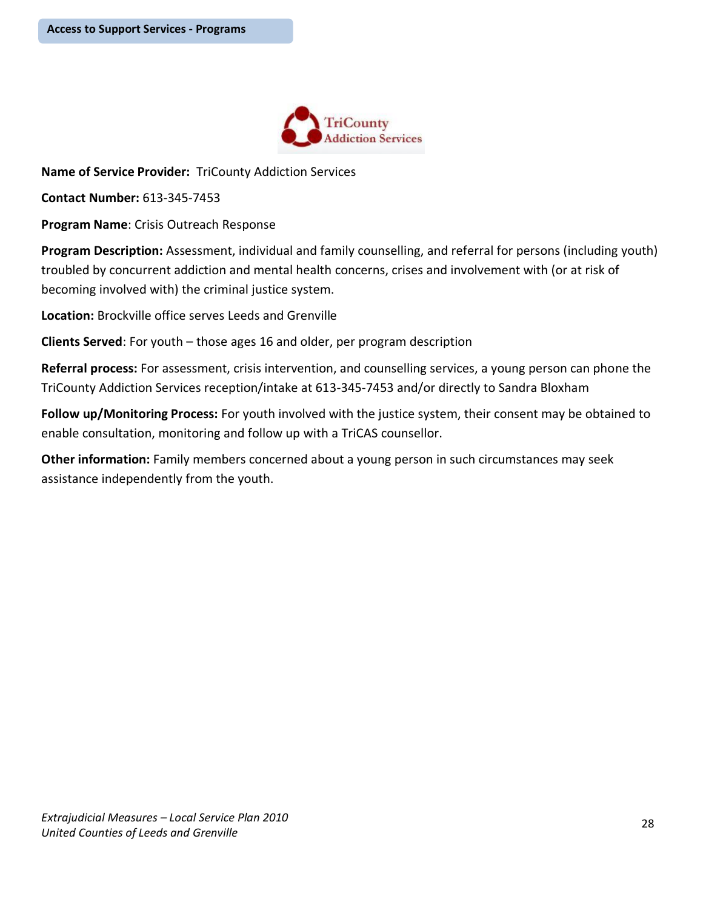Access to Support Services - Programs

**Name of Service Provider:** TriCounty Addiction Services

**Contact Number:** 613-345-7453

**Program Name**: Crisis Outreach Response

**Program Description:** Assessment, individual and family counselling, and referral for persons (including youth) troubled by concurrent addiction and mental health concerns, crises and involvement with (or at risk of becoming involved with) the criminal justice system.

**Location:** Brockville office serves Leeds and Grenville

**Clients Served**: For youth – those ages 16 and older, per program description

**Referral process:** For assessment, crisis intervention, and counselling services, a young person can phone the TriCounty Addiction Services reception/intake at 613-345-7453 and/or directly to Sandra Bloxham

**Follow up/Monitoring Process:** For youth involved with the justice system, their consent may be obtained to enable consultation, monitoring and follow up with a TriCAS counsellor.

**Other information:** Family members concerned about a young person in such circumstances may seek assistance independently from the youth.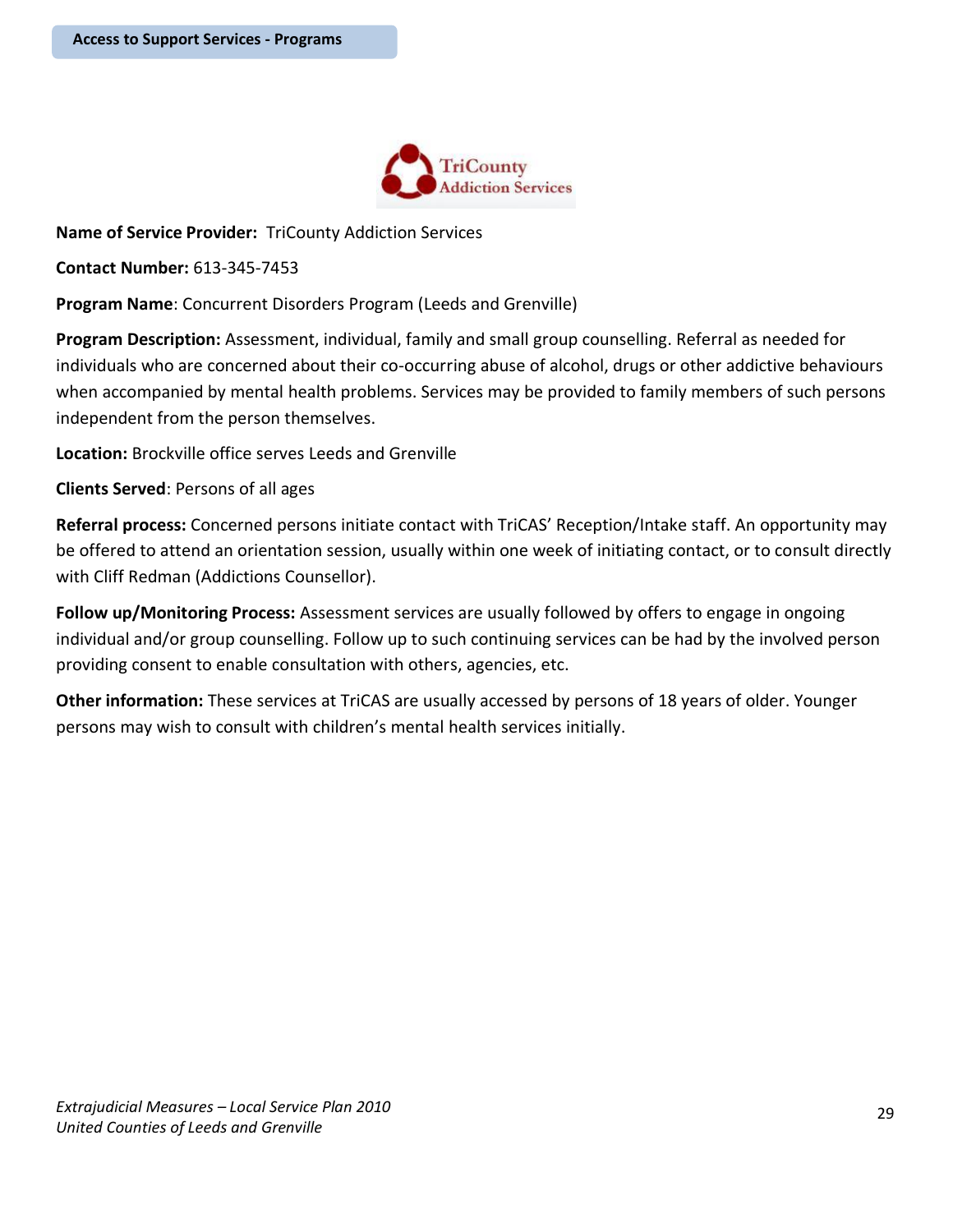Access to Support Services - Programs

**Name of Service Provider:** TriCounty Addiction Services

**Contact Number:** 613-345-7453

**Program Name**: Concurrent Disorders Program (Leeds and Grenville)

**Program Description:** Assessment, individual, family and small group counselling. Referral as needed for individuals who are concerned about their co-occurring abuse of alcohol, drugs or other addictive behaviours when accompanied by mental health problems. Services may be provided to family members of such persons independent from the person themselves.

**Location:** Brockville office serves Leeds and Grenville

**Clients Served**: Persons of all ages

**Referral process:** Concerned persons initiate contact with TriCAS' Reception/Intake staff. An opportunity may be offered to attend an orientation session, usually within one week of initiating contact, or to consult directly with Cliff Redman (Addictions Counsellor).

**Follow up/Monitoring Process:** Assessment services are usually followed by offers to engage in ongoing individual and/or group counselling. Follow up to such continuing services can be had by the involved person providing consent to enable consultation with others, agencies, etc.

**Other information:** These services at TriCAS are usually accessed by persons of 18 years of older. Younger persons may wish to consult with children's mental health services initially.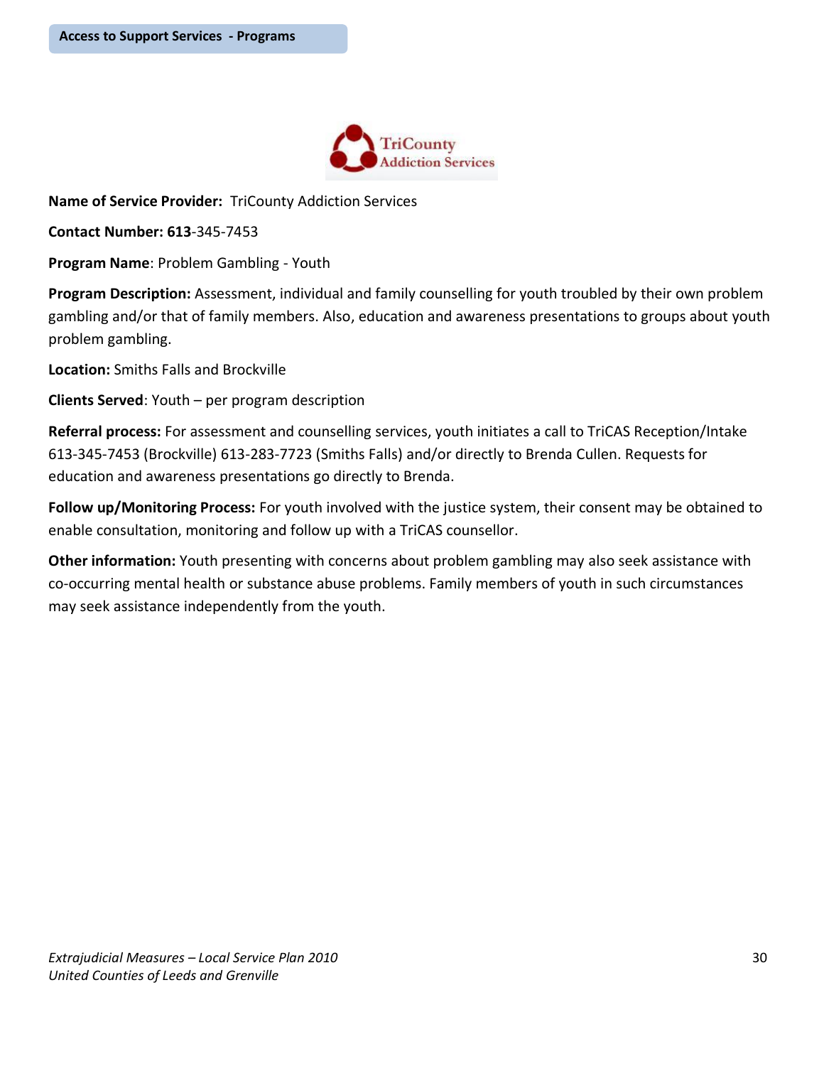**Access to Support Services - Programs**

TriCounty Addiction Services

**Name of Service Provider:** TriCounty Addiction Services

**Contact Number: 613**-345-7453

**Program Name**: Problem Gambling - Youth

**Program Description:** Assessment, individual and family counselling for youth troubled by their own problem gambling and/or that of family members. Also, education and awareness presentations to groups about youth problem gambling.

**Location:** Smiths Falls and Brockville

**Clients Served**: Youth – per program description

**Referral process:** For assessment and counselling services, youth initiates a call to TriCAS Reception/Intake 613-345-7453 (Brockville) 613-283-7723 (Smiths Falls) and/or directly to Brenda Cullen. Requests for education and awareness presentations go directly to Brenda.

**Follow up/Monitoring Process:** For youth involved with the justice system, their consent may be obtained to enable consultation, monitoring and follow up with a TriCAS counsellor.

**Other information:** Youth presenting with concerns about problem gambling may also seek assistance with co-occurring mental health or substance abuse problems. Family members of youth in such circumstances may seek assistance independently from the youth.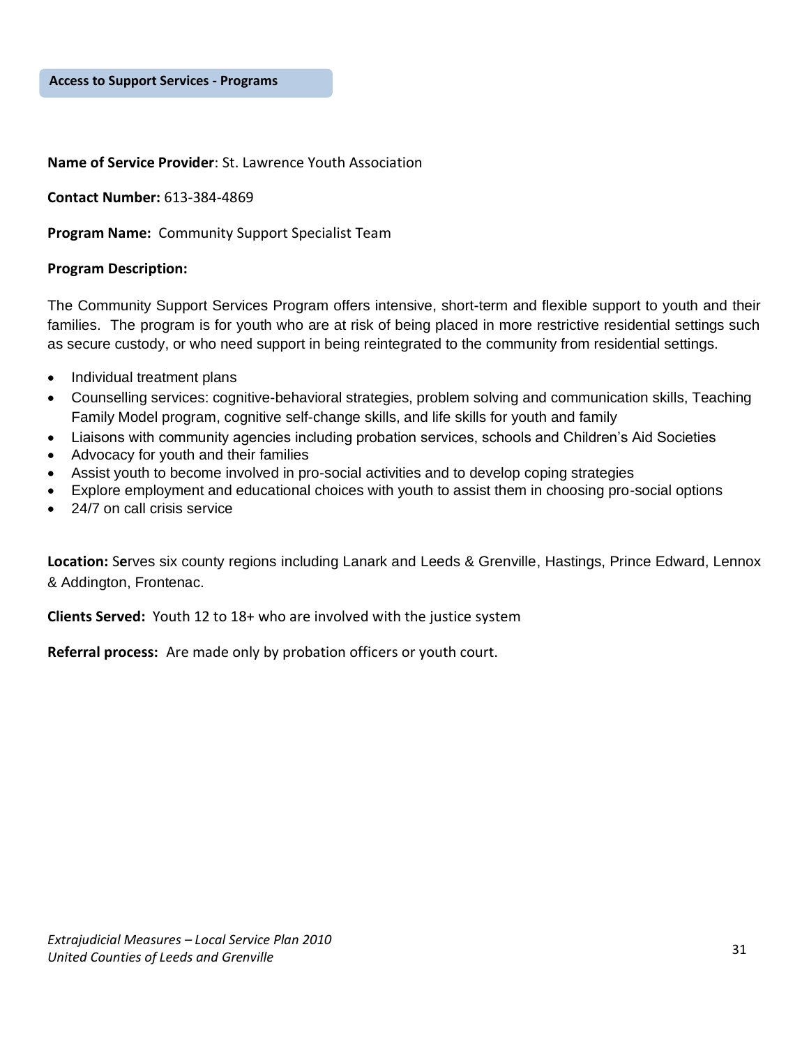## Access to Support Services - Programs

**Name of Service Provider**: St. Lawrence Youth Association

**Contact Number:** 613-384-4869

**Program Name:** Community Support Specialist Team

**Program Description:**

The Community Support Services Program offers intensive, short-term and flexible support to youth and their families. The program is for youth who are at risk of being placed in more restrictive residential settings such as secure custody, or who need support in being reintegrated to the community from residential settings.

- Individual treatment plans
- Counselling services: cognitive-behavioral strategies, problem solving and communication skills, Teaching Family Model program, cognitive self-change skills, and life skills for youth and family
- Liaisons with community agencies including probation services, schools and Children's Aid Societies
- Advocacy for youth and their families
- Assist youth to become involved in pro-social activities and to develop coping strategies
- Explore employment and educational choices with youth to assist them in choosing pro-social options
- 24/7 on call crisis service

**Location:** Serves six county regions including Lanark and Leeds & Grenville, Hastings, Prince Edward, Lennox & Addington, Frontenac.

**Clients Served:** Youth 12 to 18+ who are involved with the justice system

**Referral process:** Are made only by probation officers or youth court.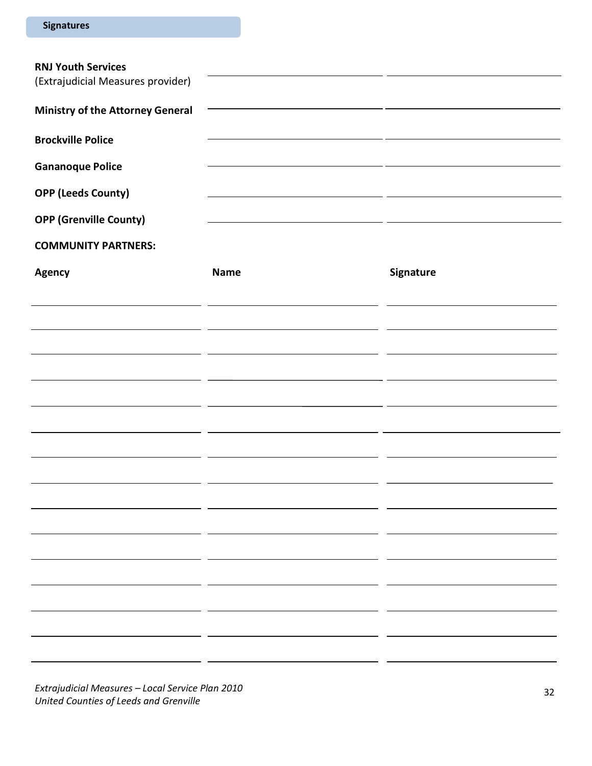## Signatures

| | | |
|---|---|---|
| **RNJ Youth Services** (Extrajudicial Measures provider) | | |
| **Ministry of the Attorney General** | | |
| **Brockville Police** | | |
| **Gananoque Police** | | |
| **OPP (Leeds County)** | | |
| **OPP (Grenville County)** | | |

**COMMUNITY PARTNERS:**

| **Agency** | **Name** | **Signature** |
|---|---|---|
| | | |
| | | |
| | | |
| | | |
| | | |
| | | |
| | | |
| | | |
| | | |
| | | |
| | | |
| | | |
| | | |
| | | |
| | | |